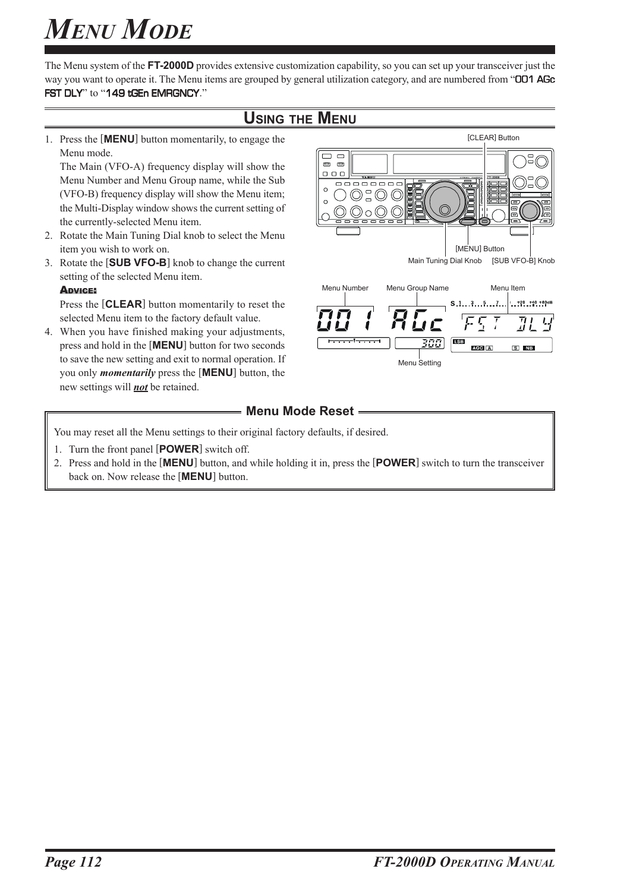# MENU MODE

The Menu system of the **FT-2000D** provides extensive customization capability, so you can set up your transceiver just the way you want to operate it. The Menu items are grouped by general utilization category, and are numbered from "001 AGc FST DLY" to "149 tGEn EMRGNCY."

## USING THE MENU

1. Press the [**MENU**] button momentarily, to engage the Menu mode.
   The Main (VFO-A) frequency display will show the Menu Number and Menu Group name, while the Sub (VFO-B) frequency display will show the Menu item; the Multi-Display window shows the current setting of the currently-selected Menu item.
2. Rotate the Main Tuning Dial knob to select the Menu item you wish to work on.
3. Rotate the [**SUB VFO-B**] knob to change the current setting of the selected Menu item.
   **ADVICE:**
   Press the [**CLEAR**] button momentarily to reset the selected Menu item to the factory default value.
4. When you have finished making your adjustments, press and hold in the [**MENU**] button for two seconds to save the new setting and exit to normal operation. If you only ***momentarily*** press the [**MENU**] button, the new settings will ***not*** be retained.

[CLEAR] Button

[MENU] Button

Main Tuning Dial Knob

[SUB VFO-B] Knob

Menu Number

Menu Group Name

Menu Item

Menu Setting

### Menu Mode Reset

You may reset all the Menu settings to their original factory defaults, if desired.

1. Turn the front panel [**POWER**] switch off.
2. Press and hold in the [**MENU**] button, and while holding it in, press the [**POWER**] switch to turn the transceiver back on. Now release the [**MENU**] button.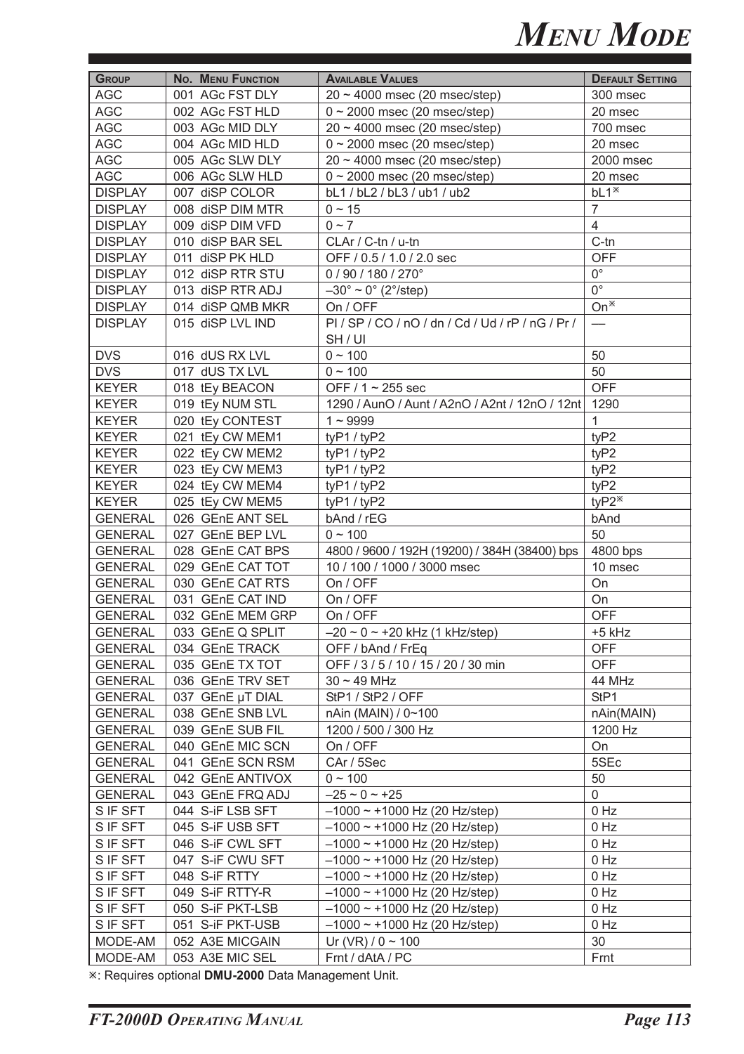# MENU MODE

| GROUP | NO. MENU FUNCTION | AVAILABLE VALUES | DEFAULT SETTING |
|---|---|---|---|
| AGC | 001 AGc FST DLY | 20 ~ 4000 msec (20 msec/step) | 300 msec |
| AGC | 002 AGc FST HLD | 0 ~ 2000 msec (20 msec/step) | 20 msec |
| AGC | 003 AGc MID DLY | 20 ~ 4000 msec (20 msec/step) | 700 msec |
| AGC | 004 AGc MID HLD | 0 ~ 2000 msec (20 msec/step) | 20 msec |
| AGC | 005 AGc SLW DLY | 20 ~ 4000 msec (20 msec/step) | 2000 msec |
| AGC | 006 AGc SLW HLD | 0 ~ 2000 msec (20 msec/step) | 20 msec |
| DISPLAY | 007 diSP COLOR | bL1 / bL2 / bL3 / ub1 / ub2 | bL1※ |
| DISPLAY | 008 diSP DIM MTR | 0 ~ 15 | 7 |
| DISPLAY | 009 diSP DIM VFD | 0 ~ 7 | 4 |
| DISPLAY | 010 diSP BAR SEL | CLAr / C-tn / u-tn | C-tn |
| DISPLAY | 011 diSP PK HLD | OFF / 0.5 / 1.0 / 2.0 sec | OFF |
| DISPLAY | 012 diSP RTR STU | 0 / 90 / 180 / 270° | 0° |
| DISPLAY | 013 diSP RTR ADJ | –30° ~ 0° (2°/step) | 0° |
| DISPLAY | 014 diSP QMB MKR | On / OFF | On※ |
| DISPLAY | 015 diSP LVL IND | PI / SP / CO / nO / dn / Cd / Ud / rP / nG / Pr / SH / UI | — |
| DVS | 016 dUS RX LVL | 0 ~ 100 | 50 |
| DVS | 017 dUS TX LVL | 0 ~ 100 | 50 |
| KEYER | 018 tEy BEACON | OFF / 1 ~ 255 sec | OFF |
| KEYER | 019 tEy NUM STL | 1290 / AunO / Aunt / A2nO / A2nt / 12nO / 12nt | 1290 |
| KEYER | 020 tEy CONTEST | 1 ~ 9999 | 1 |
| KEYER | 021 tEy CW MEM1 | tyP1 / tyP2 | tyP2 |
| KEYER | 022 tEy CW MEM2 | tyP1 / tyP2 | tyP2 |
| KEYER | 023 tEy CW MEM3 | tyP1 / tyP2 | tyP2 |
| KEYER | 024 tEy CW MEM4 | tyP1 / tyP2 | tyP2 |
| KEYER | 025 tEy CW MEM5 | tyP1 / tyP2 | tyP2※ |
| GENERAL | 026 GEnE ANT SEL | bAnd / rEG | bAnd |
| GENERAL | 027 GEnE BEP LVL | 0 ~ 100 | 50 |
| GENERAL | 028 GEnE CAT BPS | 4800 / 9600 / 192H (19200) / 384H (38400) bps | 4800 bps |
| GENERAL | 029 GEnE CAT TOT | 10 / 100 / 1000 / 3000 msec | 10 msec |
| GENERAL | 030 GEnE CAT RTS | On / OFF | On |
| GENERAL | 031 GEnE CAT IND | On / OFF | On |
| GENERAL | 032 GEnE MEM GRP | On / OFF | OFF |
| GENERAL | 033 GEnE Q SPLIT | –20 ~ 0 ~ +20 kHz (1 kHz/step) | +5 kHz |
| GENERAL | 034 GEnE TRACK | OFF / bAnd / FrEq | OFF |
| GENERAL | 035 GEnE TX TOT | OFF / 3 / 5 / 10 / 15 / 20 / 30 min | OFF |
| GENERAL | 036 GEnE TRV SET | 30 ~ 49 MHz | 44 MHz |
| GENERAL | 037 GEnE µT DIAL | StP1 / StP2 / OFF | StP1 |
| GENERAL | 038 GEnE SNB LVL | nAin (MAIN) / 0~100 | nAin(MAIN) |
| GENERAL | 039 GEnE SUB FIL | 1200 / 500 / 300 Hz | 1200 Hz |
| GENERAL | 040 GEnE MIC SCN | On / OFF | On |
| GENERAL | 041 GEnE SCN RSM | CAr / 5Sec | 5SEc |
| GENERAL | 042 GEnE ANTIVOX | 0 ~ 100 | 50 |
| GENERAL | 043 GEnE FRQ ADJ | –25 ~ 0 ~ +25 | 0 |
| S IF SFT | 044 S-iF LSB SFT | –1000 ~ +1000 Hz (20 Hz/step) | 0 Hz |
| S IF SFT | 045 S-iF USB SFT | –1000 ~ +1000 Hz (20 Hz/step) | 0 Hz |
| S IF SFT | 046 S-iF CWL SFT | –1000 ~ +1000 Hz (20 Hz/step) | 0 Hz |
| S IF SFT | 047 S-iF CWU SFT | –1000 ~ +1000 Hz (20 Hz/step) | 0 Hz |
| S IF SFT | 048 S-iF RTTY | –1000 ~ +1000 Hz (20 Hz/step) | 0 Hz |
| S IF SFT | 049 S-iF RTTY-R | –1000 ~ +1000 Hz (20 Hz/step) | 0 Hz |
| S IF SFT | 050 S-iF PKT-LSB | –1000 ~ +1000 Hz (20 Hz/step) | 0 Hz |
| S IF SFT | 051 S-iF PKT-USB | –1000 ~ +1000 Hz (20 Hz/step) | 0 Hz |
| MODE-AM | 052 A3E MICGAIN | Ur (VR) / 0 ~ 100 | 30 |
| MODE-AM | 053 A3E MIC SEL | Frnt / dAtA / PC | Frnt |

※: Requires optional **DMU-2000** Data Management Unit.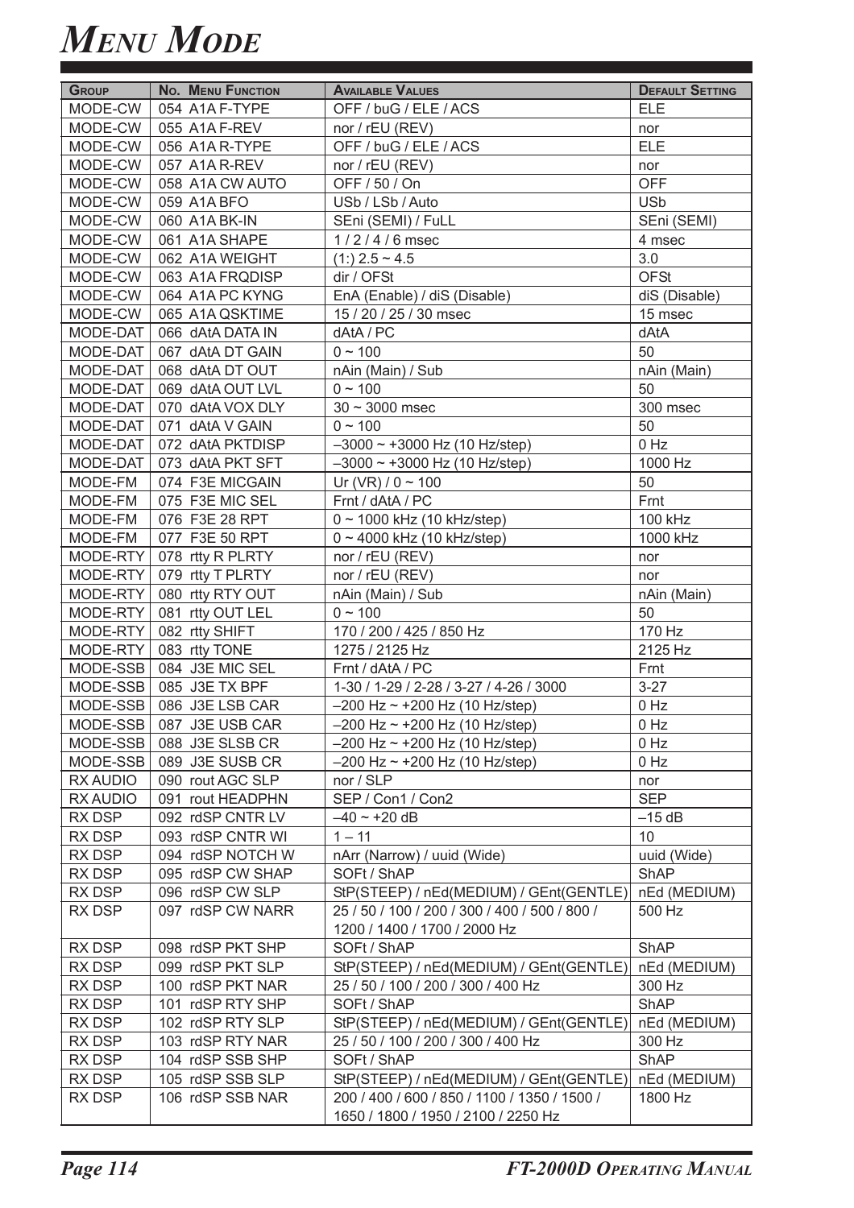# MENU MODE

| GROUP | NO. MENU FUNCTION | AVAILABLE VALUES | DEFAULT SETTING |
|---|---|---|---|
| MODE-CW | 054 A1A F-TYPE | OFF / buG / ELE / ACS | ELE |
| MODE-CW | 055 A1A F-REV | nor / rEU (REV) | nor |
| MODE-CW | 056 A1A R-TYPE | OFF / buG / ELE / ACS | ELE |
| MODE-CW | 057 A1A R-REV | nor / rEU (REV) | nor |
| MODE-CW | 058 A1A CW AUTO | OFF / 50 / On | OFF |
| MODE-CW | 059 A1A BFO | USb / LSb / Auto | USb |
| MODE-CW | 060 A1A BK-IN | SEni (SEMI) / FuLL | SEni (SEMI) |
| MODE-CW | 061 A1A SHAPE | 1 / 2 / 4 / 6 msec | 4 msec |
| MODE-CW | 062 A1A WEIGHT | (1:) 2.5 ~ 4.5 | 3.0 |
| MODE-CW | 063 A1A FRQDISP | dir / OFSt | OFSt |
| MODE-CW | 064 A1A PC KYNG | EnA (Enable) / diS (Disable) | diS (Disable) |
| MODE-CW | 065 A1A QSKTIME | 15 / 20 / 25 / 30 msec | 15 msec |
| MODE-DAT | 066 dAtA DATA IN | dAtA / PC | dAtA |
| MODE-DAT | 067 dAtA DT GAIN | 0 ~ 100 | 50 |
| MODE-DAT | 068 dAtA DT OUT | nAin (Main) / Sub | nAin (Main) |
| MODE-DAT | 069 dAtA OUT LVL | 0 ~ 100 | 50 |
| MODE-DAT | 070 dAtA VOX DLY | 30 ~ 3000 msec | 300 msec |
| MODE-DAT | 071 dAtA V GAIN | 0 ~ 100 | 50 |
| MODE-DAT | 072 dAtA PKTDISP | –3000 ~ +3000 Hz (10 Hz/step) | 0 Hz |
| MODE-DAT | 073 dAtA PKT SFT | –3000 ~ +3000 Hz (10 Hz/step) | 1000 Hz |
| MODE-FM | 074 F3E MICGAIN | Ur (VR) / 0 ~ 100 | 50 |
| MODE-FM | 075 F3E MIC SEL | Frnt / dAtA / PC | Frnt |
| MODE-FM | 076 F3E 28 RPT | 0 ~ 1000 kHz (10 kHz/step) | 100 kHz |
| MODE-FM | 077 F3E 50 RPT | 0 ~ 4000 kHz (10 kHz/step) | 1000 kHz |
| MODE-RTY | 078 rtty R PLRTY | nor / rEU (REV) | nor |
| MODE-RTY | 079 rtty T PLRTY | nor / rEU (REV) | nor |
| MODE-RTY | 080 rtty RTY OUT | nAin (Main) / Sub | nAin (Main) |
| MODE-RTY | 081 rtty OUT LEL | 0 ~ 100 | 50 |
| MODE-RTY | 082 rtty SHIFT | 170 / 200 / 425 / 850 Hz | 170 Hz |
| MODE-RTY | 083 rtty TONE | 1275 / 2125 Hz | 2125 Hz |
| MODE-SSB | 084 J3E MIC SEL | Frnt / dAtA / PC | Frnt |
| MODE-SSB | 085 J3E TX BPF | 1-30 / 1-29 / 2-28 / 3-27 / 4-26 / 3000 | 3-27 |
| MODE-SSB | 086 J3E LSB CAR | –200 Hz ~ +200 Hz (10 Hz/step) | 0 Hz |
| MODE-SSB | 087 J3E USB CAR | –200 Hz ~ +200 Hz (10 Hz/step) | 0 Hz |
| MODE-SSB | 088 J3E SLSB CR | –200 Hz ~ +200 Hz (10 Hz/step) | 0 Hz |
| MODE-SSB | 089 J3E SUSB CR | –200 Hz ~ +200 Hz (10 Hz/step) | 0 Hz |
| RX AUDIO | 090 rout AGC SLP | nor / SLP | nor |
| RX AUDIO | 091 rout HEADPHN | SEP / Con1 / Con2 | SEP |
| RX DSP | 092 rdSP CNTR LV | –40 ~ +20 dB | –15 dB |
| RX DSP | 093 rdSP CNTR WI | 1 – 11 | 10 |
| RX DSP | 094 rdSP NOTCH W | nArr (Narrow) / uuid (Wide) | uuid (Wide) |
| RX DSP | 095 rdSP CW SHAP | SOFt / ShAP | ShAP |
| RX DSP | 096 rdSP CW SLP | StP(STEEP) / nEd(MEDIUM) / GEnt(GENTLE) | nEd (MEDIUM) |
| RX DSP | 097 rdSP CW NARR | 25 / 50 / 100 / 200 / 300 / 400 / 500 / 800 / 1200 / 1400 / 1700 / 2000 Hz | 500 Hz |
| RX DSP | 098 rdSP PKT SHP | SOFt / ShAP | ShAP |
| RX DSP | 099 rdSP PKT SLP | StP(STEEP) / nEd(MEDIUM) / GEnt(GENTLE) | nEd (MEDIUM) |
| RX DSP | 100 rdSP PKT NAR | 25 / 50 / 100 / 200 / 300 / 400 Hz | 300 Hz |
| RX DSP | 101 rdSP RTY SHP | SOFt / ShAP | ShAP |
| RX DSP | 102 rdSP RTY SLP | StP(STEEP) / nEd(MEDIUM) / GEnt(GENTLE) | nEd (MEDIUM) |
| RX DSP | 103 rdSP RTY NAR | 25 / 50 / 100 / 200 / 300 / 400 Hz | 300 Hz |
| RX DSP | 104 rdSP SSB SHP | SOFt / ShAP | ShAP |
| RX DSP | 105 rdSP SSB SLP | StP(STEEP) / nEd(MEDIUM) / GEnt(GENTLE) | nEd (MEDIUM) |
| RX DSP | 106 rdSP SSB NAR | 200 / 400 / 600 / 850 / 1100 / 1350 / 1500 / 1650 / 1800 / 1950 / 2100 / 2250 Hz | 1800 Hz |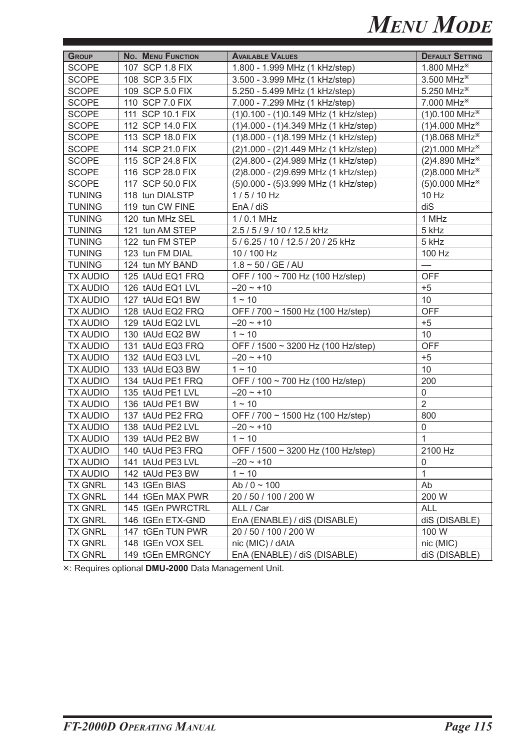# Menu Mode

| Group | No. Menu Function | Available Values | Default Setting |
|---|---|---|---|
| SCOPE | 107 SCP 1.8 FIX | 1.800 - 1.999 MHz (1 kHz/step) | 1.800 MHz※ |
| SCOPE | 108 SCP 3.5 FIX | 3.500 - 3.999 MHz (1 kHz/step) | 3.500 MHz※ |
| SCOPE | 109 SCP 5.0 FIX | 5.250 - 5.499 MHz (1 kHz/step) | 5.250 MHz※ |
| SCOPE | 110 SCP 7.0 FIX | 7.000 - 7.299 MHz (1 kHz/step) | 7.000 MHz※ |
| SCOPE | 111 SCP 10.1 FIX | (1)0.100 - (1)0.149 MHz (1 kHz/step) | (1)0.100 MHz※ |
| SCOPE | 112 SCP 14.0 FIX | (1)4.000 - (1)4.349 MHz (1 kHz/step) | (1)4.000 MHz※ |
| SCOPE | 113 SCP 18.0 FIX | (1)8.000 - (1)8.199 MHz (1 kHz/step) | (1)8.068 MHz※ |
| SCOPE | 114 SCP 21.0 FIX | (2)1.000 - (2)1.449 MHz (1 kHz/step) | (2)1.000 MHz※ |
| SCOPE | 115 SCP 24.8 FIX | (2)4.800 - (2)4.989 MHz (1 kHz/step) | (2)4.890 MHz※ |
| SCOPE | 116 SCP 28.0 FIX | (2)8.000 - (2)9.699 MHz (1 kHz/step) | (2)8.000 MHz※ |
| SCOPE | 117 SCP 50.0 FIX | (5)0.000 - (5)3.999 MHz (1 kHz/step) | (5)0.000 MHz※ |
| TUNING | 118 tun DIALSTP | 1 / 5 / 10 Hz | 10 Hz |
| TUNING | 119 tun CW FINE | EnA / diS | diS |
| TUNING | 120 tun MHz SEL | 1 / 0.1 MHz | 1 MHz |
| TUNING | 121 tun AM STEP | 2.5 / 5 / 9 / 10 / 12.5 kHz | 5 kHz |
| TUNING | 122 tun FM STEP | 5 / 6.25 / 10 / 12.5 / 20 / 25 kHz | 5 kHz |
| TUNING | 123 tun FM DIAL | 10 / 100 Hz | 100 Hz |
| TUNING | 124 tun MY BAND | 1.8 ~ 50 / GE / AU | — |
| TX AUDIO | 125 tAUd EQ1 FRQ | OFF / 100 ~ 700 Hz (100 Hz/step) | OFF |
| TX AUDIO | 126 tAUd EQ1 LVL | –20 ~ +10 | +5 |
| TX AUDIO | 127 tAUd EQ1 BW | 1 ~ 10 | 10 |
| TX AUDIO | 128 tAUd EQ2 FRQ | OFF / 700 ~ 1500 Hz (100 Hz/step) | OFF |
| TX AUDIO | 129 tAUd EQ2 LVL | –20 ~ +10 | +5 |
| TX AUDIO | 130 tAUd EQ2 BW | 1 ~ 10 | 10 |
| TX AUDIO | 131 tAUd EQ3 FRQ | OFF / 1500 ~ 3200 Hz (100 Hz/step) | OFF |
| TX AUDIO | 132 tAUd EQ3 LVL | –20 ~ +10 | +5 |
| TX AUDIO | 133 tAUd EQ3 BW | 1 ~ 10 | 10 |
| TX AUDIO | 134 tAUd PE1 FRQ | OFF / 100 ~ 700 Hz (100 Hz/step) | 200 |
| TX AUDIO | 135 tAUd PE1 LVL | –20 ~ +10 | 0 |
| TX AUDIO | 136 tAUd PE1 BW | 1 ~ 10 | 2 |
| TX AUDIO | 137 tAUd PE2 FRQ | OFF / 700 ~ 1500 Hz (100 Hz/step) | 800 |
| TX AUDIO | 138 tAUd PE2 LVL | –20 ~ +10 | 0 |
| TX AUDIO | 139 tAUd PE2 BW | 1 ~ 10 | 1 |
| TX AUDIO | 140 tAUd PE3 FRQ | OFF / 1500 ~ 3200 Hz (100 Hz/step) | 2100 Hz |
| TX AUDIO | 141 tAUd PE3 LVL | –20 ~ +10 | 0 |
| TX AUDIO | 142 tAUd PE3 BW | 1 ~ 10 | 1 |
| TX GNRL | 143 tGEn BIAS | Ab / 0 ~ 100 | Ab |
| TX GNRL | 144 tGEn MAX PWR | 20 / 50 / 100 / 200 W | 200 W |
| TX GNRL | 145 tGEn PWRCTRL | ALL / Car | ALL |
| TX GNRL | 146 tGEn ETX-GND | EnA (ENABLE) / diS (DISABLE) | diS (DISABLE) |
| TX GNRL | 147 tGEn TUN PWR | 20 / 50 / 100 / 200 W | 100 W |
| TX GNRL | 148 tGEn VOX SEL | nic (MIC) / dAtA | nic (MIC) |
| TX GNRL | 149 tGEn EMRGNCY | EnA (ENABLE) / diS (DISABLE) | diS (DISABLE) |

※: Requires optional **DMU-2000** Data Management Unit.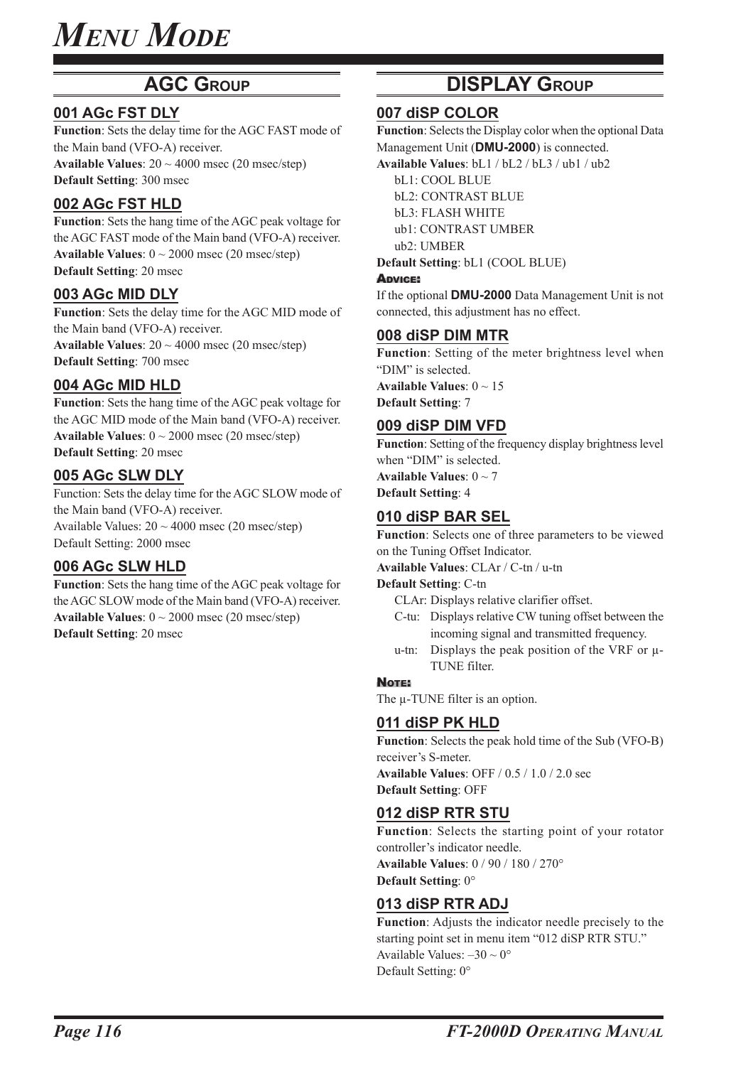# Menu Mode

## AGC Group

### 001 AGc FST DLY

**Function**: Sets the delay time for the AGC FAST mode of the Main band (VFO-A) receiver.
**Available Values**: 20 ~ 4000 msec (20 msec/step)
**Default Setting**: 300 msec

### 002 AGc FST HLD

**Function**: Sets the hang time of the AGC peak voltage for the AGC FAST mode of the Main band (VFO-A) receiver.
**Available Values**: 0 ~ 2000 msec (20 msec/step)
**Default Setting**: 20 msec

### 003 AGc MID DLY

**Function**: Sets the delay time for the AGC MID mode of the Main band (VFO-A) receiver.
**Available Values**: 20 ~ 4000 msec (20 msec/step)
**Default Setting**: 700 msec

### 004 AGc MID HLD

**Function**: Sets the hang time of the AGC peak voltage for the AGC MID mode of the Main band (VFO-A) receiver.
**Available Values**: 0 ~ 2000 msec (20 msec/step)
**Default Setting**: 20 msec

### 005 AGc SLW DLY

Function: Sets the delay time for the AGC SLOW mode of the Main band (VFO-A) receiver.
Available Values: 20 ~ 4000 msec (20 msec/step)
Default Setting: 2000 msec

### 006 AGc SLW HLD

**Function**: Sets the hang time of the AGC peak voltage for the AGC SLOW mode of the Main band (VFO-A) receiver.
**Available Values**: 0 ~ 2000 msec (20 msec/step)
**Default Setting**: 20 msec

## Display Group

### 007 diSP COLOR

**Function**: Selects the Display color when the optional Data Management Unit (**DMU-2000**) is connected.
**Available Values**: bL1 / bL2 / bL3 / ub1 / ub2

- bL1: COOL BLUE
- bL2: CONTRAST BLUE
- bL3: FLASH WHITE
- ub1: CONTRAST UMBER
- ub2: UMBER

**Default Setting**: bL1 (COOL BLUE)

**Advice:**

If the optional **DMU-2000** Data Management Unit is not connected, this adjustment has no effect.

### 008 diSP DIM MTR

**Function**: Setting of the meter brightness level when "DIM" is selected.
**Available Values**: 0 ~ 15
**Default Setting**: 7

### 009 diSP DIM VFD

**Function**: Setting of the frequency display brightness level when "DIM" is selected.
**Available Values**: 0 ~ 7
**Default Setting**: 4

### 010 diSP BAR SEL

**Function**: Selects one of three parameters to be viewed on the Tuning Offset Indicator.
**Available Values**: CLAr / C-tn / u-tn
**Default Setting**: C-tn

- CLAr: Displays relative clarifier offset.
- C-tu: Displays relative CW tuning offset between the incoming signal and transmitted frequency.
- u-tn: Displays the peak position of the VRF or μ-TUNE filter.

**Note:**

The μ-TUNE filter is an option.

### 011 diSP PK HLD

**Function**: Selects the peak hold time of the Sub (VFO-B) receiver's S-meter.
**Available Values**: OFF / 0.5 / 1.0 / 2.0 sec
**Default Setting**: OFF

### 012 diSP RTR STU

**Function**: Selects the starting point of your rotator controller's indicator needle.
**Available Values**: 0 / 90 / 180 / 270°
**Default Setting**: 0°

### 013 diSP RTR ADJ

**Function**: Adjusts the indicator needle precisely to the starting point set in menu item "012 diSP RTR STU."
Available Values: –30 ~ 0°
Default Setting: 0°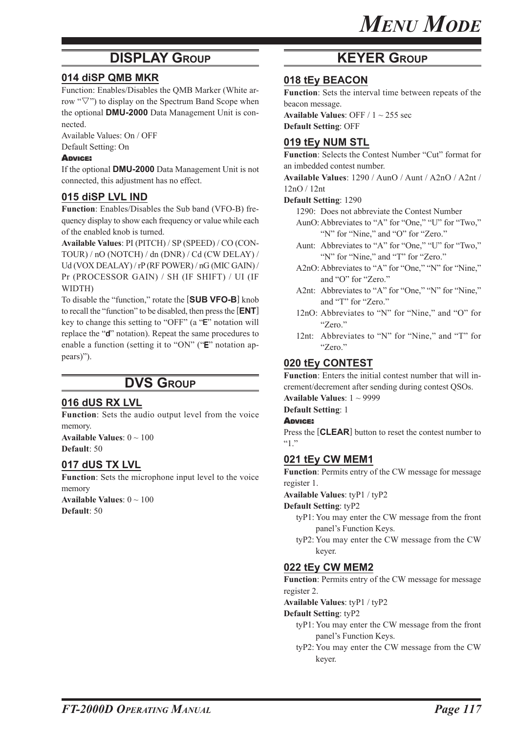# Menu Mode

## DISPLAY Group

### 014 diSP QMB MKR

Function: Enables/Disables the QMB Marker (White arrow "▽") to display on the Spectrum Band Scope when the optional **DMU-2000** Data Management Unit is connected.

Available Values: On / OFF

Default Setting: On

**Advice:**

If the optional **DMU-2000** Data Management Unit is not connected, this adjustment has no effect.

### 015 diSP LVL IND

**Function**: Enables/Disables the Sub band (VFO-B) frequency display to show each frequency or value while each of the enabled knob is turned.

**Available Values**: PI (PITCH) / SP (SPEED) / CO (CONTOUR) / nO (NOTCH) / dn (DNR) / Cd (CW DELAY) / Ud (VOX DEALAY) / rP (RF POWER) / nG (MIC GAIN) / Pr (PROCESSOR GAIN) / SH (IF SHIFT) / UI (IF WIDTH)

To disable the "function," rotate the [**SUB VFO-B**] knob to recall the "function" to be disabled, then press the [**ENT**] key to change this setting to "OFF" (a "**E**" notation will replace the "**d**" notation). Repeat the same procedures to enable a function (setting it to "ON" ("**E**" notation appears)").

## DVS Group

### 016 dUS RX LVL

**Function**: Sets the audio output level from the voice memory.

**Available Values**: 0 ~ 100

**Default**: 50

### 017 dUS TX LVL

**Function**: Sets the microphone input level to the voice memory

**Available Values**: 0 ~ 100

**Default**: 50

## KEYER Group

### 018 tEy BEACON

**Function**: Sets the interval time between repeats of the beacon message.

**Available Values**: OFF / 1 ~ 255 sec

**Default Setting**: OFF

### 019 tEy NUM STL

**Function**: Selects the Contest Number "Cut" format for an imbedded contest number.

**Available Values**: 1290 / AunO / Aunt / A2nO / A2nt / 12nO / 12nt

**Default Setting**: 1290

- 1290: Does not abbreviate the Contest Number
- AunO: Abbreviates to "A" for "One," "U" for "Two," "N" for "Nine," and "O" for "Zero."
- Aunt: Abbreviates to "A" for "One," "U" for "Two," "N" for "Nine," and "T" for "Zero."
- A2nO: Abbreviates to "A" for "One," "N" for "Nine," and "O" for "Zero."
- A2nt: Abbreviates to "A" for "One," "N" for "Nine," and "T" for "Zero."
- 12nO: Abbreviates to "N" for "Nine," and "O" for "Zero."
- 12nt: Abbreviates to "N" for "Nine," and "T" for "Zero."

### 020 tEy CONTEST

**Function**: Enters the initial contest number that will increment/decrement after sending during contest QSOs.

**Available Values**: 1 ~ 9999

**Default Setting**: 1

**Advice:**

Press the [**CLEAR**] button to reset the contest number to "1."

### 021 tEy CW MEM1

**Function**: Permits entry of the CW message for message register 1.

**Available Values**: tyP1 / tyP2

**Default Setting**: tyP2

- tyP1: You may enter the CW message from the front panel's Function Keys.
- tyP2: You may enter the CW message from the CW keyer.

### 022 tEy CW MEM2

**Function**: Permits entry of the CW message for message register 2.

**Available Values**: tyP1 / tyP2

**Default Setting**: tyP2

- tyP1: You may enter the CW message from the front panel's Function Keys.
- tyP2: You may enter the CW message from the CW keyer.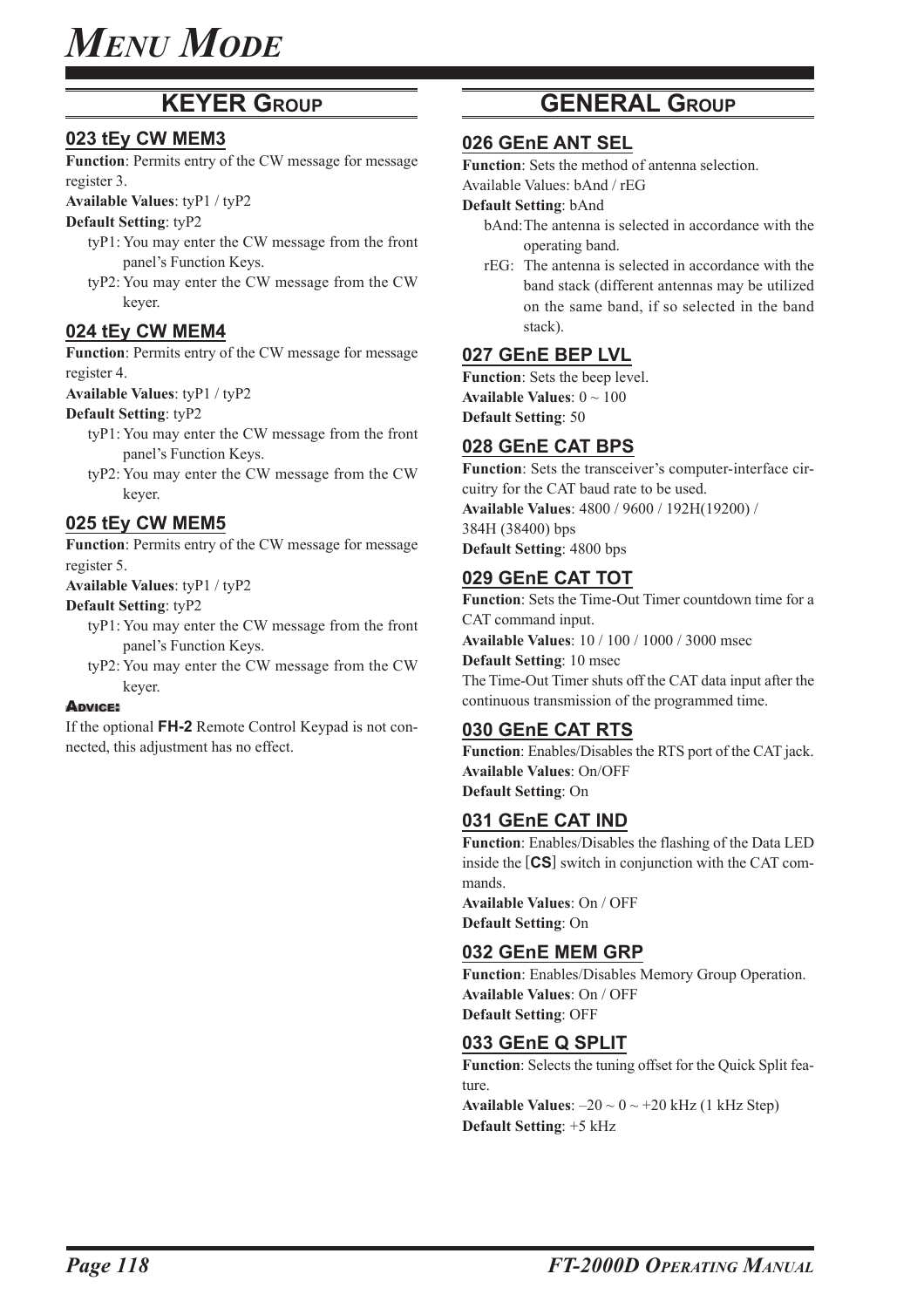# Menu Mode

## KEYER Group

### 023 tEy CW MEM3

**Function**: Permits entry of the CW message for message register 3.

**Available Values**: tyP1 / tyP2

**Default Setting**: tyP2

- tyP1: You may enter the CW message from the front panel's Function Keys.
- tyP2: You may enter the CW message from the CW keyer.

### 024 tEy CW MEM4

**Function**: Permits entry of the CW message for message register 4.

**Available Values**: tyP1 / tyP2

**Default Setting**: tyP2

- tyP1: You may enter the CW message from the front panel's Function Keys.
- tyP2: You may enter the CW message from the CW keyer.

### 025 tEy CW MEM5

**Function**: Permits entry of the CW message for message register 5.

**Available Values**: tyP1 / tyP2

**Default Setting**: tyP2

- tyP1: You may enter the CW message from the front panel's Function Keys.
- tyP2: You may enter the CW message from the CW keyer.

**Advice:**

If the optional **FH-2** Remote Control Keypad is not connected, this adjustment has no effect.

## GENERAL Group

### 026 GEnE ANT SEL

**Function**: Sets the method of antenna selection.

Available Values: bAnd / rEG

**Default Setting**: bAnd

- bAnd: The antenna is selected in accordance with the operating band.
- rEG: The antenna is selected in accordance with the band stack (different antennas may be utilized on the same band, if so selected in the band stack).

### 027 GEnE BEP LVL

**Function**: Sets the beep level.

**Available Values**: 0 ~ 100

**Default Setting**: 50

### 028 GEnE CAT BPS

**Function**: Sets the transceiver's computer-interface circuitry for the CAT baud rate to be used.

**Available Values**: 4800 / 9600 / 192H(19200) / 384H (38400) bps

**Default Setting**: 4800 bps

### 029 GEnE CAT TOT

**Function**: Sets the Time-Out Timer countdown time for a CAT command input.

**Available Values**: 10 / 100 / 1000 / 3000 msec

**Default Setting**: 10 msec

The Time-Out Timer shuts off the CAT data input after the continuous transmission of the programmed time.

### 030 GEnE CAT RTS

**Function**: Enables/Disables the RTS port of the CAT jack.

**Available Values**: On/OFF

**Default Setting**: On

### 031 GEnE CAT IND

**Function**: Enables/Disables the flashing of the Data LED inside the [**CS**] switch in conjunction with the CAT commands.

**Available Values**: On / OFF

**Default Setting**: On

### 032 GEnE MEM GRP

**Function**: Enables/Disables Memory Group Operation.

**Available Values**: On / OFF

**Default Setting**: OFF

### 033 GEnE Q SPLIT

**Function**: Selects the tuning offset for the Quick Split feature.

**Available Values**: –20 ~ 0 ~ +20 kHz (1 kHz Step)

**Default Setting**: +5 kHz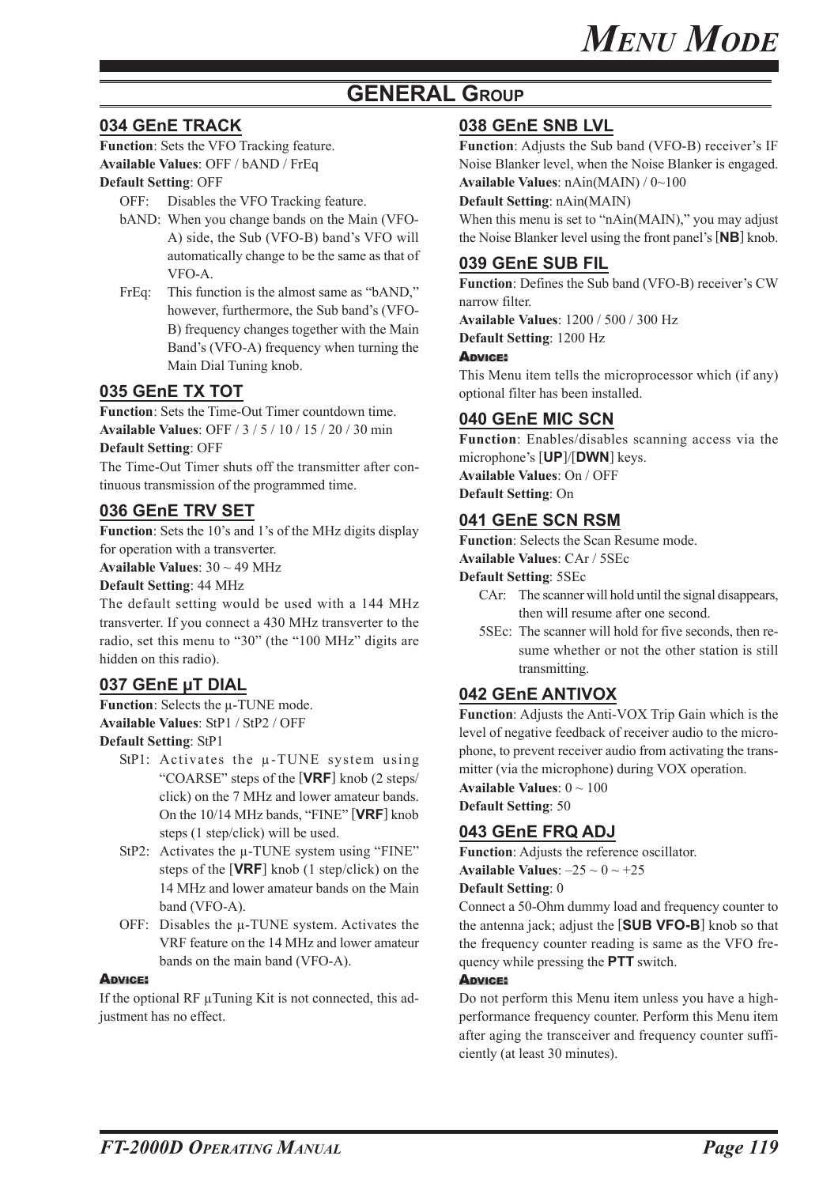# MENU MODE

## GENERAL GROUP

### 034 GEnE TRACK

**Function**: Sets the VFO Tracking feature.
**Available Values**: OFF / bAND / FrEq
**Default Setting**: OFF

- OFF: Disables the VFO Tracking feature.
- bAND: When you change bands on the Main (VFO-A) side, the Sub (VFO-B) band's VFO will automatically change to be the same as that of VFO-A.
- FrEq: This function is the almost same as "bAND," however, furthermore, the Sub band's (VFO-B) frequency changes together with the Main Band's (VFO-A) frequency when turning the Main Dial Tuning knob.

### 035 GEnE TX TOT

**Function**: Sets the Time-Out Timer countdown time.
**Available Values**: OFF / 3 / 5 / 10 / 15 / 20 / 30 min
**Default Setting**: OFF

The Time-Out Timer shuts off the transmitter after continuous transmission of the programmed time.

### 036 GEnE TRV SET

**Function**: Sets the 10's and 1's of the MHz digits display for operation with a transverter.
**Available Values**: 30 ~ 49 MHz
**Default Setting**: 44 MHz

The default setting would be used with a 144 MHz transverter. If you connect a 430 MHz transverter to the radio, set this menu to "30" (the "100 MHz" digits are hidden on this radio).

### 037 GEnE µT DIAL

**Function**: Selects the µ-TUNE mode.
**Available Values**: StP1 / StP2 / OFF
**Default Setting**: StP1

- StP1: Activates the µ-TUNE system using "COARSE" steps of the [**VRF**] knob (2 steps/click) on the 7 MHz and lower amateur bands. On the 10/14 MHz bands, "FINE" [**VRF**] knob steps (1 step/click) will be used.
- StP2: Activates the µ-TUNE system using "FINE" steps of the [**VRF**] knob (1 step/click) on the 14 MHz and lower amateur bands on the Main band (VFO-A).
- OFF: Disables the µ-TUNE system. Activates the VRF feature on the 14 MHz and lower amateur bands on the main band (VFO-A).

**ADVICE:**

If the optional RF µTuning Kit is not connected, this adjustment has no effect.

### 038 GEnE SNB LVL

**Function**: Adjusts the Sub band (VFO-B) receiver's IF Noise Blanker level, when the Noise Blanker is engaged.
**Available Values**: nAin(MAIN) / 0~100
**Default Setting**: nAin(MAIN)

When this menu is set to "nAin(MAIN)," you may adjust the Noise Blanker level using the front panel's [**NB**] knob.

### 039 GEnE SUB FIL

**Function**: Defines the Sub band (VFO-B) receiver's CW narrow filter.
**Available Values**: 1200 / 500 / 300 Hz
**Default Setting**: 1200 Hz

**ADVICE:**

This Menu item tells the microprocessor which (if any) optional filter has been installed.

### 040 GEnE MIC SCN

**Function**: Enables/disables scanning access via the microphone's [**UP**]/[**DWN**] keys.
**Available Values**: On / OFF
**Default Setting**: On

### 041 GEnE SCN RSM

**Function**: Selects the Scan Resume mode.
**Available Values**: CAr / 5SEc
**Default Setting**: 5SEc

- CAr: The scanner will hold until the signal disappears, then will resume after one second.
- 5SEc: The scanner will hold for five seconds, then resume whether or not the other station is still transmitting.

### 042 GEnE ANTIVOX

**Function**: Adjusts the Anti-VOX Trip Gain which is the level of negative feedback of receiver audio to the microphone, to prevent receiver audio from activating the transmitter (via the microphone) during VOX operation.
**Available Values**: 0 ~ 100
**Default Setting**: 50

### 043 GEnE FRQ ADJ

**Function**: Adjusts the reference oscillator.
**Available Values**: –25 ~ 0 ~ +25
**Default Setting**: 0

Connect a 50-Ohm dummy load and frequency counter to the antenna jack; adjust the [**SUB VFO-B**] knob so that the frequency counter reading is same as the VFO frequency while pressing the **PTT** switch.

**ADVICE:**

Do not perform this Menu item unless you have a high-performance frequency counter. Perform this Menu item after aging the transceiver and frequency counter sufficiently (at least 30 minutes).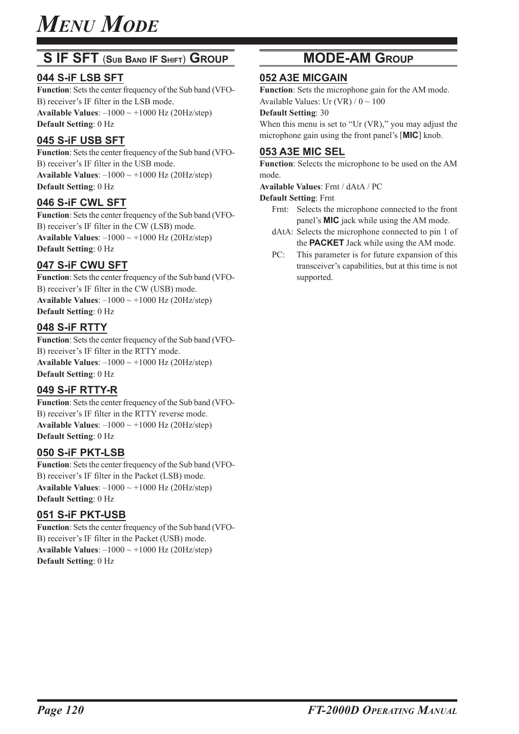# Menu Mode

## S IF SFT (Sub Band IF Shift) Group

### 044 S-iF LSB SFT

**Function**: Sets the center frequency of the Sub band (VFO-B) receiver's IF filter in the LSB mode.
**Available Values**: –1000 ~ +1000 Hz (20Hz/step)
**Default Setting**: 0 Hz

### 045 S-iF USB SFT

**Function**: Sets the center frequency of the Sub band (VFO-B) receiver's IF filter in the USB mode.
**Available Values**: –1000 ~ +1000 Hz (20Hz/step)
**Default Setting**: 0 Hz

### 046 S-iF CWL SFT

**Function**: Sets the center frequency of the Sub band (VFO-B) receiver's IF filter in the CW (LSB) mode.
**Available Values**: –1000 ~ +1000 Hz (20Hz/step)
**Default Setting**: 0 Hz

### 047 S-iF CWU SFT

**Function**: Sets the center frequency of the Sub band (VFO-B) receiver's IF filter in the CW (USB) mode.
**Available Values**: –1000 ~ +1000 Hz (20Hz/step)
**Default Setting**: 0 Hz

### 048 S-iF RTTY

**Function**: Sets the center frequency of the Sub band (VFO-B) receiver's IF filter in the RTTY mode.
**Available Values**: –1000 ~ +1000 Hz (20Hz/step)
**Default Setting**: 0 Hz

### 049 S-iF RTTY-R

**Function**: Sets the center frequency of the Sub band (VFO-B) receiver's IF filter in the RTTY reverse mode.
**Available Values**: –1000 ~ +1000 Hz (20Hz/step)
**Default Setting**: 0 Hz

### 050 S-iF PKT-LSB

**Function**: Sets the center frequency of the Sub band (VFO-B) receiver's IF filter in the Packet (LSB) mode.
**Available Values**: –1000 ~ +1000 Hz (20Hz/step)
**Default Setting**: 0 Hz

### 051 S-iF PKT-USB

**Function**: Sets the center frequency of the Sub band (VFO-B) receiver's IF filter in the Packet (USB) mode.
**Available Values**: –1000 ~ +1000 Hz (20Hz/step)
**Default Setting**: 0 Hz

## MODE-AM Group

### 052 A3E MICGAIN

**Function**: Sets the microphone gain for the AM mode.
Available Values: Ur (VR) / 0 ~ 100
**Default Setting**: 30
When this menu is set to "Ur (VR)," you may adjust the microphone gain using the front panel's [**MIC**] knob.

### 053 A3E MIC SEL

**Function**: Selects the microphone to be used on the AM mode.
**Available Values**: Frnt / dAtA / PC
**Default Setting**: Frnt

- Frnt: Selects the microphone connected to the front panel's **MIC** jack while using the AM mode.
- dAtA: Selects the microphone connected to pin 1 of the **PACKET** Jack while using the AM mode.
- PC: This parameter is for future expansion of this transceiver's capabilities, but at this time is not supported.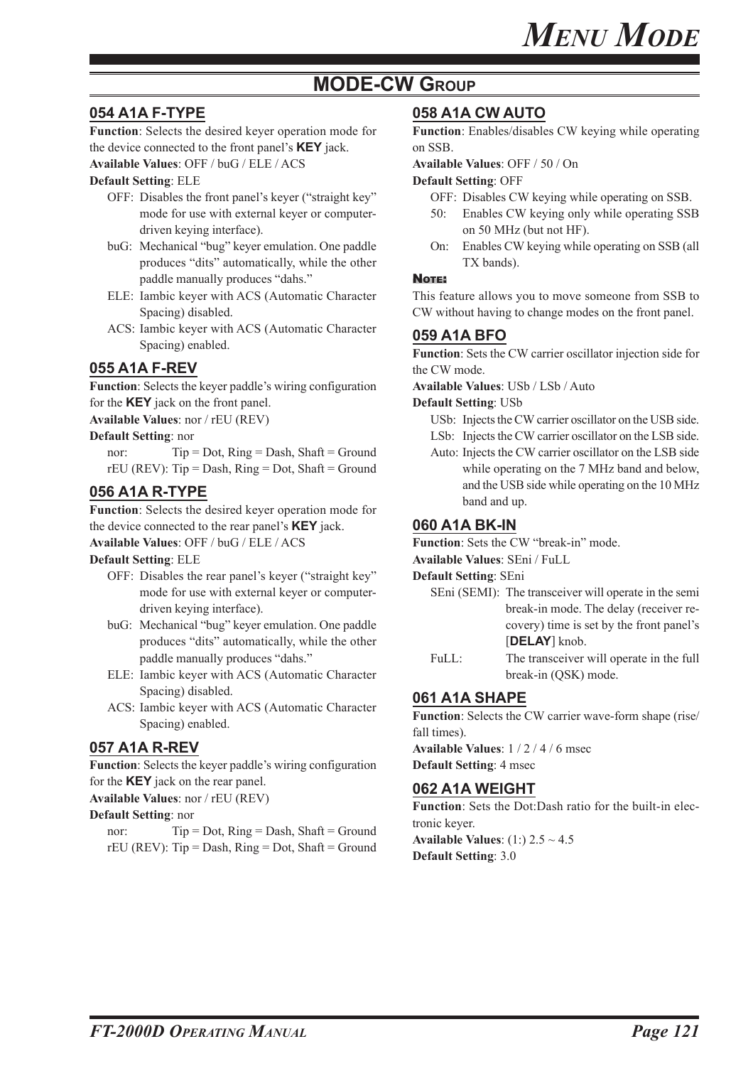## MODE-CW Group

### 054 A1A F-TYPE

**Function**: Selects the desired keyer operation mode for the device connected to the front panel's **KEY** jack.

**Available Values**: OFF / buG / ELE / ACS

**Default Setting**: ELE

- OFF: Disables the front panel's keyer ("straight key" mode for use with external keyer or computer-driven keying interface).
- buG: Mechanical "bug" keyer emulation. One paddle produces "dits" automatically, while the other paddle manually produces "dahs."
- ELE: Iambic keyer with ACS (Automatic Character Spacing) disabled.
- ACS: Iambic keyer with ACS (Automatic Character Spacing) enabled.

### 055 A1A F-REV

**Function**: Selects the keyer paddle's wiring configuration for the **KEY** jack on the front panel.

**Available Values**: nor / rEU (REV)

**Default Setting**: nor

- nor: Tip = Dot, Ring = Dash, Shaft = Ground
- rEU (REV): Tip = Dash, Ring = Dot, Shaft = Ground

### 056 A1A R-TYPE

**Function**: Selects the desired keyer operation mode for the device connected to the rear panel's **KEY** jack.

**Available Values**: OFF / buG / ELE / ACS

**Default Setting**: ELE

- OFF: Disables the rear panel's keyer ("straight key" mode for use with external keyer or computer-driven keying interface).
- buG: Mechanical "bug" keyer emulation. One paddle produces "dits" automatically, while the other paddle manually produces "dahs."
- ELE: Iambic keyer with ACS (Automatic Character Spacing) disabled.
- ACS: Iambic keyer with ACS (Automatic Character Spacing) enabled.

### 057 A1A R-REV

**Function**: Selects the keyer paddle's wiring configuration for the **KEY** jack on the rear panel.

**Available Values**: nor / rEU (REV)

**Default Setting**: nor

- nor: Tip = Dot, Ring = Dash, Shaft = Ground
- rEU (REV): Tip = Dash, Ring = Dot, Shaft = Ground

### 058 A1A CW AUTO

**Function**: Enables/disables CW keying while operating on SSB.

**Available Values**: OFF / 50 / On

**Default Setting**: OFF

- OFF: Disables CW keying while operating on SSB.
- 50: Enables CW keying only while operating SSB on 50 MHz (but not HF).
- On: Enables CW keying while operating on SSB (all TX bands).

**Note:**

This feature allows you to move someone from SSB to CW without having to change modes on the front panel.

### 059 A1A BFO

**Function**: Sets the CW carrier oscillator injection side for the CW mode.

**Available Values**: USb / LSb / Auto

**Default Setting**: USb

- USb: Injects the CW carrier oscillator on the USB side.
- LSb: Injects the CW carrier oscillator on the LSB side.
- Auto: Injects the CW carrier oscillator on the LSB side while operating on the 7 MHz band and below, and the USB side while operating on the 10 MHz band and up.

### 060 A1A BK-IN

**Function**: Sets the CW "break-in" mode.

**Available Values**: SEni / FuLL

**Default Setting**: SEni

- SEni (SEMI): The transceiver will operate in the semi break-in mode. The delay (receiver recovery) time is set by the front panel's [**DELAY**] knob.
- FuLL: The transceiver will operate in the full break-in (QSK) mode.

### 061 A1A SHAPE

**Function**: Selects the CW carrier wave-form shape (rise/fall times).

**Available Values**: 1 / 2 / 4 / 6 msec

**Default Setting**: 4 msec

### 062 A1A WEIGHT

**Function**: Sets the Dot:Dash ratio for the built-in electronic keyer.

**Available Values**: (1:) 2.5 ~ 4.5

**Default Setting**: 3.0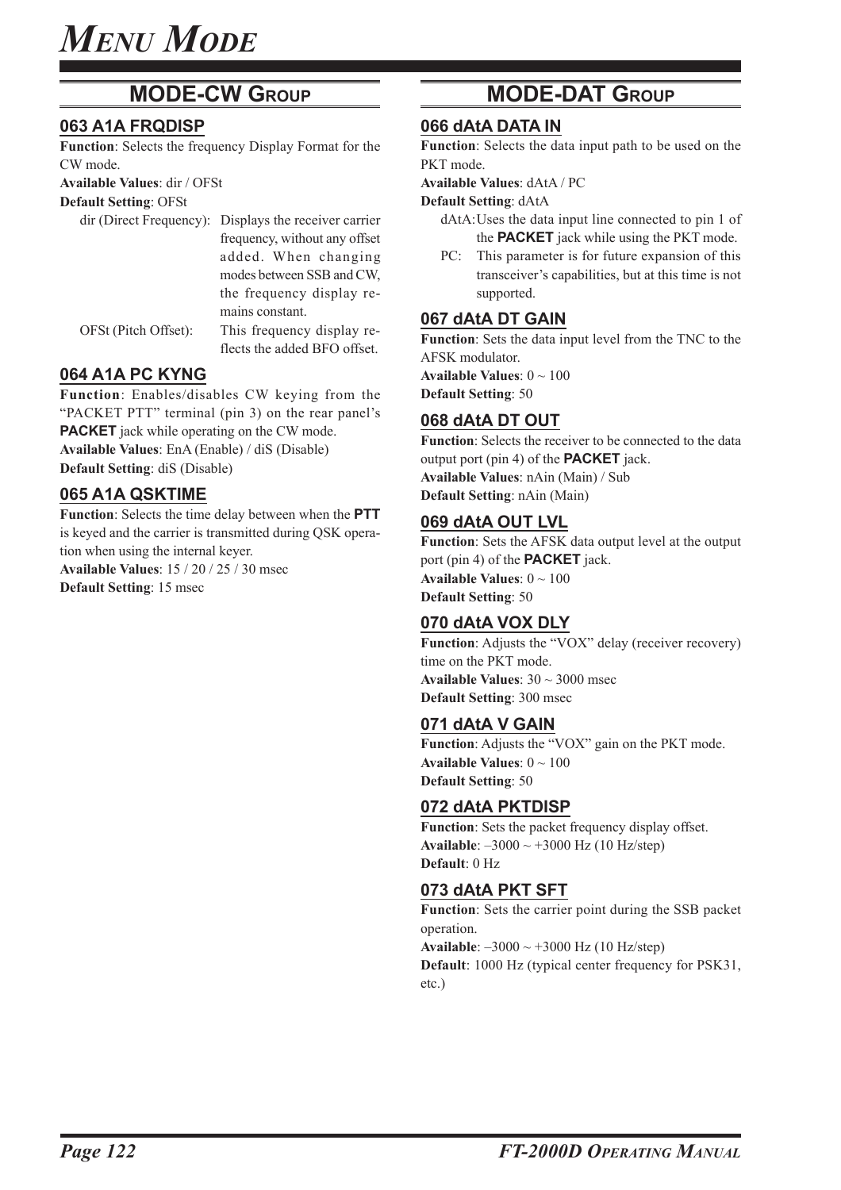# MENU MODE

## MODE-CW GROUP

### 063 A1A FRQDISP

**Function**: Selects the frequency Display Format for the CW mode.

**Available Values**: dir / OFSt

**Default Setting**: OFSt

dir (Direct Frequency): Displays the receiver carrier frequency, without any offset added. When changing modes between SSB and CW, the frequency display remains constant.

OFSt (Pitch Offset): This frequency display reflects the added BFO offset.

### 064 A1A PC KYNG

**Function**: Enables/disables CW keying from the "PACKET PTT" terminal (pin 3) on the rear panel's **PACKET** jack while operating on the CW mode.

**Available Values**: EnA (Enable) / diS (Disable)

**Default Setting**: diS (Disable)

### 065 A1A QSKTIME

**Function**: Selects the time delay between when the **PTT** is keyed and the carrier is transmitted during QSK operation when using the internal keyer.

**Available Values**: 15 / 20 / 25 / 30 msec

**Default Setting**: 15 msec

## MODE-DAT GROUP

### 066 dAtA DATA IN

**Function**: Selects the data input path to be used on the PKT mode.

**Available Values**: dAtA / PC

**Default Setting**: dAtA

dAtA: Uses the data input line connected to pin 1 of the **PACKET** jack while using the PKT mode.

PC: This parameter is for future expansion of this transceiver's capabilities, but at this time is not supported.

### 067 dAtA DT GAIN

**Function**: Sets the data input level from the TNC to the AFSK modulator.

**Available Values**: 0 ~ 100

**Default Setting**: 50

### 068 dAtA DT OUT

**Function**: Selects the receiver to be connected to the data output port (pin 4) of the **PACKET** jack.

**Available Values**: nAin (Main) / Sub

**Default Setting**: nAin (Main)

### 069 dAtA OUT LVL

**Function**: Sets the AFSK data output level at the output port (pin 4) of the **PACKET** jack.

**Available Values**: 0 ~ 100

**Default Setting**: 50

### 070 dAtA VOX DLY

**Function**: Adjusts the "VOX" delay (receiver recovery) time on the PKT mode.

**Available Values**: 30 ~ 3000 msec

**Default Setting**: 300 msec

### 071 dAtA V GAIN

**Function**: Adjusts the "VOX" gain on the PKT mode.

**Available Values**: 0 ~ 100

**Default Setting**: 50

### 072 dAtA PKTDISP

**Function**: Sets the packet frequency display offset.

**Available**: –3000 ~ +3000 Hz (10 Hz/step)

**Default**: 0 Hz

### 073 dAtA PKT SFT

**Function**: Sets the carrier point during the SSB packet operation.

**Available**: –3000 ~ +3000 Hz (10 Hz/step)

**Default**: 1000 Hz (typical center frequency for PSK31, etc.)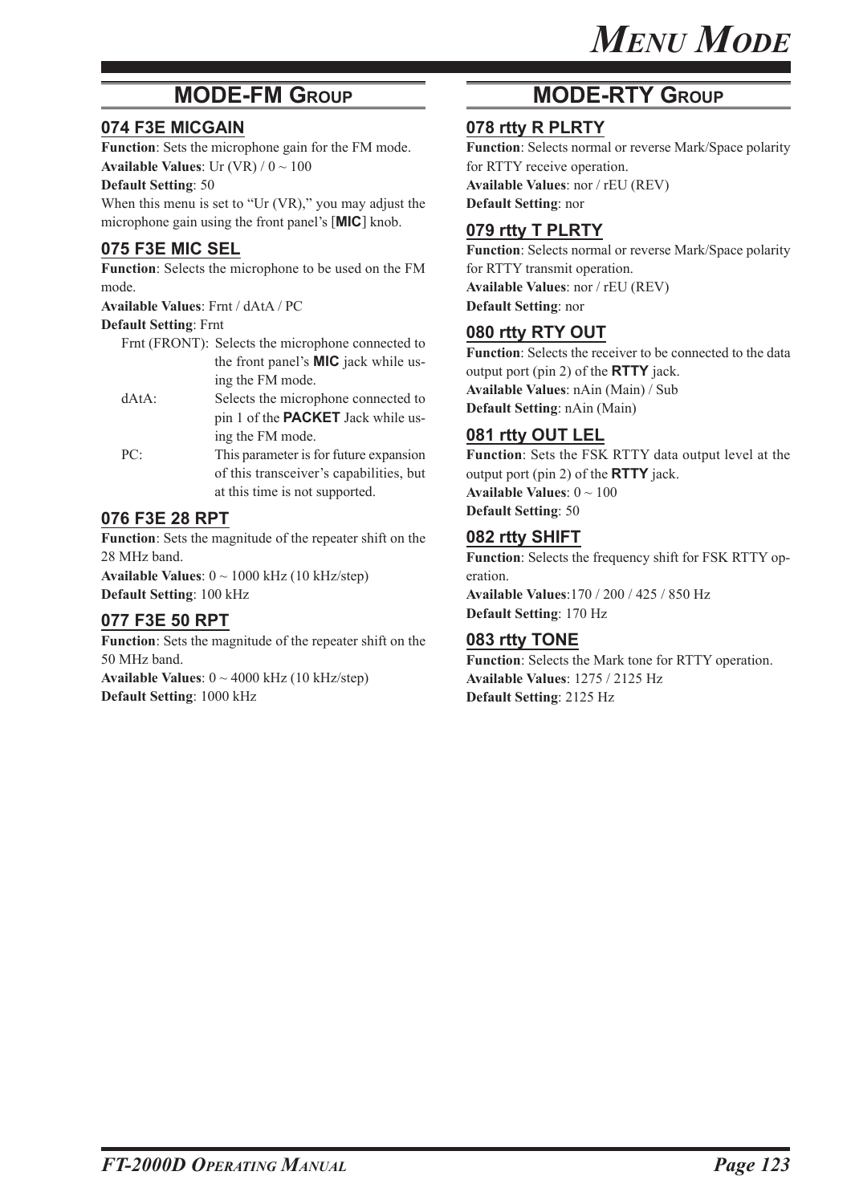## MODE-FM GROUP

### 074 F3E MICGAIN

**Function**: Sets the microphone gain for the FM mode.
**Available Values**: Ur (VR) / 0 ~ 100
**Default Setting**: 50
When this menu is set to "Ur (VR)," you may adjust the microphone gain using the front panel's [**MIC**] knob.

### 075 F3E MIC SEL

**Function**: Selects the microphone to be used on the FM mode.
**Available Values**: Frnt / dAtA / PC
**Default Setting**: Frnt

Frnt (FRONT): Selects the microphone connected to the front panel's **MIC** jack while using the FM mode.
dAtA: Selects the microphone connected to pin 1 of the **PACKET** Jack while using the FM mode.
PC: This parameter is for future expansion of this transceiver's capabilities, but at this time is not supported.

### 076 F3E 28 RPT

**Function**: Sets the magnitude of the repeater shift on the 28 MHz band.
**Available Values**: 0 ~ 1000 kHz (10 kHz/step)
**Default Setting**: 100 kHz

### 077 F3E 50 RPT

**Function**: Sets the magnitude of the repeater shift on the 50 MHz band.
**Available Values**: 0 ~ 4000 kHz (10 kHz/step)
**Default Setting**: 1000 kHz

## MODE-RTY GROUP

### 078 rtty R PLRTY

**Function**: Selects normal or reverse Mark/Space polarity for RTTY receive operation.
**Available Values**: nor / rEU (REV)
**Default Setting**: nor

### 079 rtty T PLRTY

**Function**: Selects normal or reverse Mark/Space polarity for RTTY transmit operation.
**Available Values**: nor / rEU (REV)
**Default Setting**: nor

### 080 rtty RTY OUT

**Function**: Selects the receiver to be connected to the data output port (pin 2) of the **RTTY** jack.
**Available Values**: nAin (Main) / Sub
**Default Setting**: nAin (Main)

### 081 rtty OUT LEL

**Function**: Sets the FSK RTTY data output level at the output port (pin 2) of the **RTTY** jack.
**Available Values**: 0 ~ 100
**Default Setting**: 50

### 082 rtty SHIFT

**Function**: Selects the frequency shift for FSK RTTY operation.
**Available Values**:170 / 200 / 425 / 850 Hz
**Default Setting**: 170 Hz

### 083 rtty TONE

**Function**: Selects the Mark tone for RTTY operation.
**Available Values**: 1275 / 2125 Hz
**Default Setting**: 2125 Hz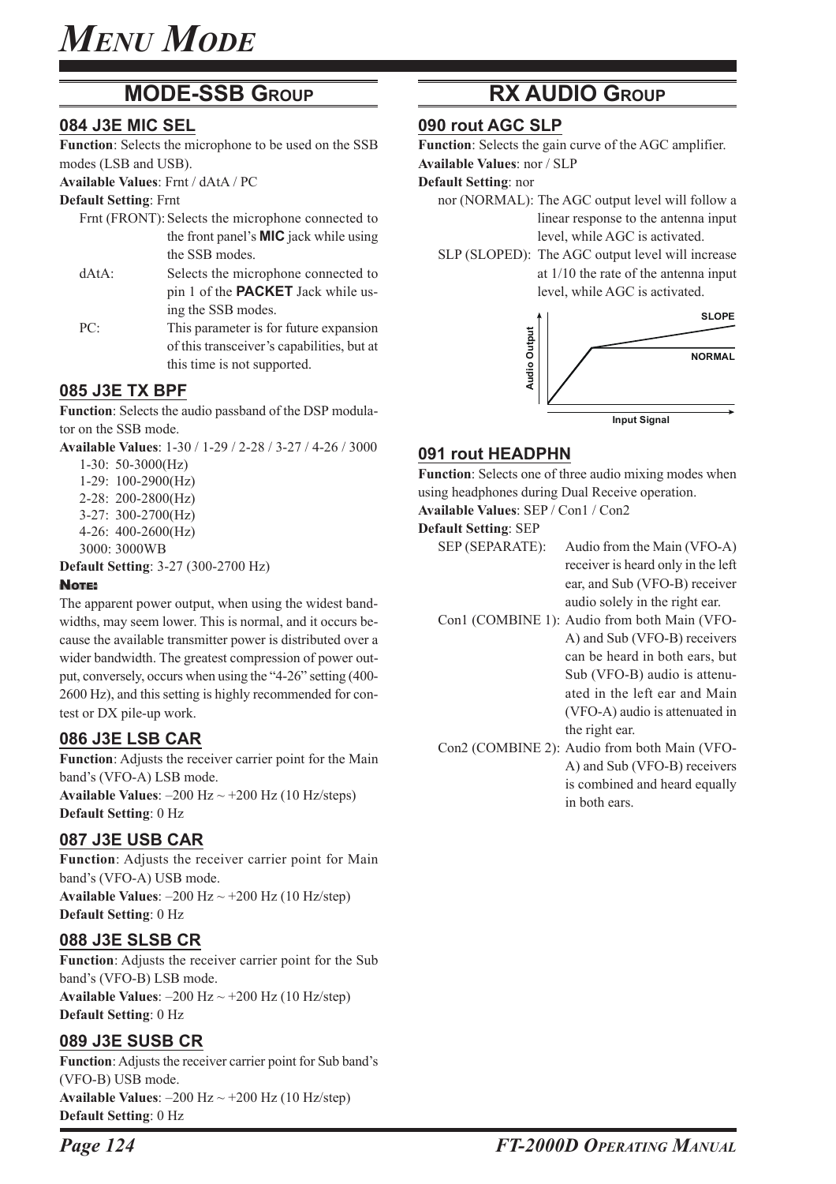# MENU MODE

## MODE-SSB GROUP

### 084 J3E MIC SEL

**Function**: Selects the microphone to be used on the SSB modes (LSB and USB).
**Available Values**: Frnt / dAtA / PC
**Default Setting**: Frnt

Frnt (FRONT): Selects the microphone connected to the front panel's **MIC** jack while using the SSB modes.
dAtA: Selects the microphone connected to pin 1 of the **PACKET** Jack while using the SSB modes.
PC: This parameter is for future expansion of this transceiver's capabilities, but at this time is not supported.

### 085 J3E TX BPF

**Function**: Selects the audio passband of the DSP modulator on the SSB mode.
**Available Values**: 1-30 / 1-29 / 2-28 / 3-27 / 4-26 / 3000

1-30: 50-3000(Hz)
1-29: 100-2900(Hz)
2-28: 200-2800(Hz)
3-27: 300-2700(Hz)
4-26: 400-2600(Hz)
3000: 3000WB

**Default Setting**: 3-27 (300-2700 Hz)

**NOTE:**
The apparent power output, when using the widest bandwidths, may seem lower. This is normal, and it occurs because the available transmitter power is distributed over a wider bandwidth. The greatest compression of power output, conversely, occurs when using the "4-26" setting (400-2600 Hz), and this setting is highly recommended for contest or DX pile-up work.

### 086 J3E LSB CAR

**Function**: Adjusts the receiver carrier point for the Main band's (VFO-A) LSB mode.
**Available Values**: –200 Hz ~ +200 Hz (10 Hz/steps)
**Default Setting**: 0 Hz

### 087 J3E USB CAR

**Function**: Adjusts the receiver carrier point for Main band's (VFO-A) USB mode.
**Available Values**: –200 Hz ~ +200 Hz (10 Hz/step)
**Default Setting**: 0 Hz

### 088 J3E SLSB CR

**Function**: Adjusts the receiver carrier point for the Sub band's (VFO-B) LSB mode.
**Available Values**: –200 Hz ~ +200 Hz (10 Hz/step)
**Default Setting**: 0 Hz

### 089 J3E SUSB CR

**Function**: Adjusts the receiver carrier for Sub band's (VFO-B) USB mode.
**Available Values**: –200 Hz ~ +200 Hz (10 Hz/step)
**Default Setting**: 0 Hz

## RX AUDIO GROUP

### 090 rout AGC SLP

**Function**: Selects the gain curve of the AGC amplifier.
**Available Values**: nor / SLP
**Default Setting**: nor

nor (NORMAL): The AGC output level will follow a linear response to the antenna input level, while AGC is activated.
SLP (SLOPED): The AGC output level will increase at 1/10 the rate of the antenna input level, while AGC is activated.

Audio Output / Input Signal — SLOPE / NORMAL

### 091 rout HEADPHN

**Function**: Selects one of three audio mixing modes when using headphones during Dual Receive operation.
**Available Values**: SEP / Con1 / Con2
**Default Setting**: SEP

SEP (SEPARATE): Audio from the Main (VFO-A) receiver is heard only in the left ear, and Sub (VFO-B) receiver audio solely in the right ear.
Con1 (COMBINE 1): Audio from both Main (VFO-A) and Sub (VFO-B) receivers can be heard in both ears, but Sub (VFO-B) audio is attenuated in the left ear and Main (VFO-A) audio is attenuated in the right ear.
Con2 (COMBINE 2): Audio from both Main (VFO-A) and Sub (VFO-B) receivers is combined and heard equally in both ears.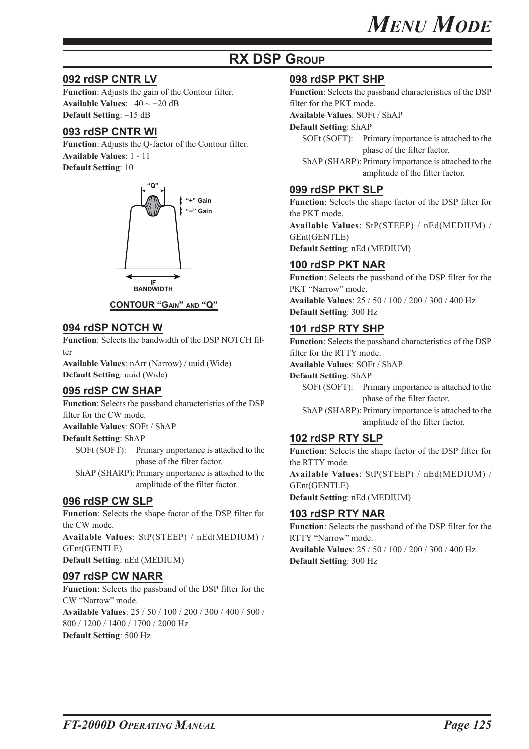## RX DSP Group

### 092 rdSP CNTR LV

**Function**: Adjusts the gain of the Contour filter.
**Available Values**: –40 ~ +20 dB
**Default Setting**: –15 dB

### 093 rdSP CNTR WI

**Function**: Adjusts the Q-factor of the Contour filter.
**Available Values**: 1 - 11
**Default Setting**: 10

"Q"
"+" Gain
"–" Gain
IF BANDWIDTH

**Contour "Gain" and "Q"**

### 094 rdSP NOTCH W

**Function**: Selects the bandwidth of the DSP NOTCH filter
**Available Values**: nArr (Narrow) / uuid (Wide)
**Default Setting**: uuid (Wide)

### 095 rdSP CW SHAP

**Function**: Selects the passband characteristics of the DSP filter for the CW mode.
**Available Values**: SOFt / ShAP
**Default Setting**: ShAP

SOFt (SOFT): Primary importance is attached to the phase of the filter factor.
ShAP (SHARP): Primary importance is attached to the amplitude of the filter factor.

### 096 rdSP CW SLP

**Function**: Selects the shape factor of the DSP filter for the CW mode.
**Available Values**: StP(STEEP) / nEd(MEDIUM) / GEnt(GENTLE)
**Default Setting**: nEd (MEDIUM)

### 097 rdSP CW NARR

**Function**: Selects the passband of the DSP filter for the CW "Narrow" mode.
**Available Values**: 25 / 50 / 100 / 200 / 300 / 400 / 500 / 800 / 1200 / 1400 / 1700 / 2000 Hz
**Default Setting**: 500 Hz

### 098 rdSP PKT SHP

**Function**: Selects the passband characteristics of the DSP filter for the PKT mode.
**Available Values**: SOFt / ShAP
**Default Setting**: ShAP

SOFt (SOFT): Primary importance is attached to the phase of the filter factor.
ShAP (SHARP): Primary importance is attached to the amplitude of the filter factor.

### 099 rdSP PKT SLP

**Function**: Selects the shape factor of the DSP filter for the PKT mode.
**Available Values**: StP(STEEP) / nEd(MEDIUM) / GEnt(GENTLE)
**Default Setting**: nEd (MEDIUM)

### 100 rdSP PKT NAR

**Function**: Selects the passband of the DSP filter for the PKT "Narrow" mode.
**Available Values**: 25 / 50 / 100 / 200 / 300 / 400 Hz
**Default Setting**: 300 Hz

### 101 rdSP RTY SHP

**Function**: Selects the passband characteristics of the DSP filter for the RTTY mode.
**Available Values**: SOFt / ShAP
**Default Setting**: ShAP

SOFt (SOFT): Primary importance is attached to the phase of the filter factor.
ShAP (SHARP): Primary importance is attached to the amplitude of the filter factor.

### 102 rdSP RTY SLP

**Function**: Selects the shape factor of the DSP filter for the RTTY mode.
**Available Values**: StP(STEEP) / nEd(MEDIUM) / GEnt(GENTLE)
**Default Setting**: nEd (MEDIUM)

### 103 rdSP RTY NAR

**Function**: Selects the passband of the DSP filter for the RTTY "Narrow" mode.
**Available Values**: 25 / 50 / 100 / 200 / 300 / 400 Hz
**Default Setting**: 300 Hz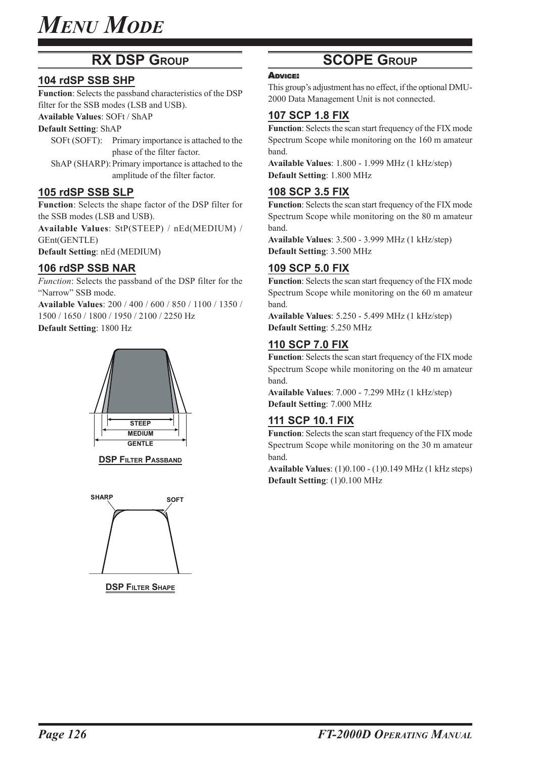# MENU MODE

## RX DSP GROUP

### 104 rdSP SSB SHP

**Function**: Selects the passband characteristics of the DSP filter for the SSB modes (LSB and USB).
**Available Values**: SOFt / ShAP
**Default Setting**: ShAP

SOFt (SOFT): Primary importance is attached to the phase of the filter factor.
ShAP (SHARP): Primary importance is attached to the amplitude of the filter factor.

### 105 rdSP SSB SLP

**Function**: Selects the shape factor of the DSP filter for the SSB modes (LSB and USB).
**Available Values**: StP(STEEP) / nEd(MEDIUM) / GEnt(GENTLE)
**Default Setting**: nEd (MEDIUM)

### 106 rdSP SSB NAR

*Function*: Selects the passband of the DSP filter for the "Narrow" SSB mode.
**Available Values**: 200 / 400 / 600 / 850 / 1100 / 1350 / 1500 / 1650 / 1800 / 1950 / 2100 / 2250 Hz
**Default Setting**: 1800 Hz

STEEP
MEDIUM
GENTLE

DSP FILTER PASSBAND

SHARP SOFT

DSP FILTER SHAPE

## SCOPE GROUP

**ADVICE:**
This group's adjustment has no effect, if the optional DMU-2000 Data Management Unit is not connected.

### 107 SCP 1.8 FIX

**Function**: Selects the scan start frequency of the FIX mode Spectrum Scope while monitoring on the 160 m amateur band.
**Available Values**: 1.800 - 1.999 MHz (1 kHz/step)
**Default Setting**: 1.800 MHz

### 108 SCP 3.5 FIX

**Function**: Selects the scan start frequency of the FIX mode Spectrum Scope while monitoring on the 80 m amateur band.
**Available Values**: 3.500 - 3.999 MHz (1 kHz/step)
**Default Setting**: 3.500 MHz

### 109 SCP 5.0 FIX

**Function**: Selects the scan start frequency of the FIX mode Spectrum Scope while monitoring on the 60 m amateur band.
**Available Values**: 5.250 - 5.499 MHz (1 kHz/step)
**Default Setting**: 5.250 MHz

### 110 SCP 7.0 FIX

**Function**: Selects the scan start frequency of the FIX mode Spectrum Scope while monitoring on the 40 m amateur band.
**Available Values**: 7.000 - 7.299 MHz (1 kHz/step)
**Default Setting**: 7.000 MHz

### 111 SCP 10.1 FIX

**Function**: Selects the scan start frequency of the FIX mode Spectrum Scope while monitoring on the 30 m amateur band.
**Available Values**: (1)0.100 - (1)0.149 MHz (1 kHz steps)
**Default Setting**: (1)0.100 MHz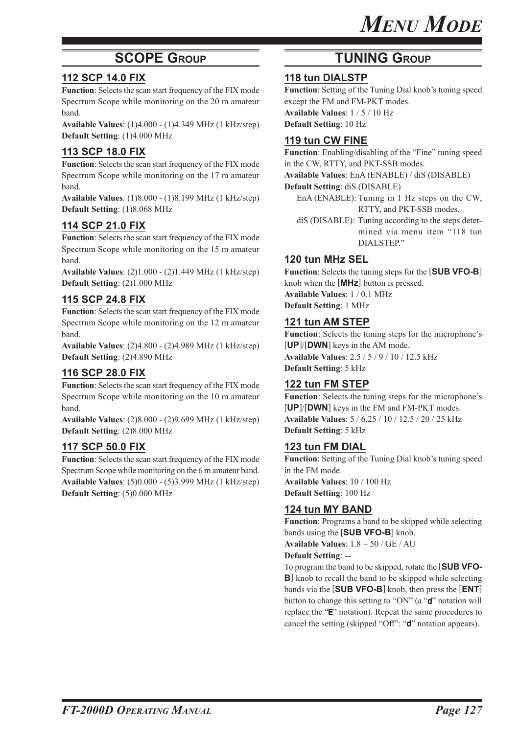## SCOPE GROUP

### 112 SCP 14.0 FIX

**Function**: Selects the scan start frequency of the FIX mode Spectrum Scope while monitoring on the 20 m amateur band.
**Available Values**: (1)4.000 - (1)4.349 MHz (1 kHz/step)
**Default Setting**: (1)4.000 MHz

### 113 SCP 18.0 FIX

**Function**: Selects the scan start frequency of the FIX mode Spectrum Scope while monitoring on the 17 m amateur band.
**Available Values**: (1)8.000 - (1)8.199 MHz (1 kHz/step)
**Default Setting**: (1)8.068 MHz

### 114 SCP 21.0 FIX

**Function**: Selects the scan start frequency of the FIX mode Spectrum Scope while monitoring on the 15 m amateur band.
**Available Values**: (2)1.000 - (2)1.449 MHz (1 kHz/step)
**Default Setting**: (2)1.000 MHz

### 115 SCP 24.8 FIX

**Function**: Selects the scan start frequency of the FIX mode Spectrum Scope while monitoring on the 12 m amateur band.
**Available Values**: (2)4.800 - (2)4.989 MHz (1 kHz/step)
**Default Setting**: (2)4.890 MHz

### 116 SCP 28.0 FIX

**Function**: Selects the scan start frequency of the FIX mode Spectrum Scope while monitoring on the 10 m amateur band.
**Available Values**: (2)8.000 - (2)9.699 MHz (1 kHz/step)
**Default Setting**: (2)8.000 MHz

### 117 SCP 50.0 FIX

**Function**: Selects the scan start frequency of the FIX mode Spectrum Scope while monitoring on the 6 m amateur band.
**Available Values**: (5)0.000 - (5)3.999 MHz (1 kHz/step)
**Default Setting**: (5)0.000 MHz

## TUNING GROUP

### 118 tun DIALSTP

**Function**: Setting of the Tuning Dial knob's tuning speed except the FM and FM-PKT modes.
**Available Values**: 1 / 5 / 10 Hz
**Default Setting**: 10 Hz

### 119 tun CW FINE

**Function**: Enabling/disabling of the "Fine" tuning speed in the CW, RTTY, and PKT-SSB modes.
**Available Values**: EnA (ENABLE) / diS (DISABLE)
**Default Setting**: diS (DISABLE)

- EnA (ENABLE): Tuning in 1 Hz steps on the CW, RTTY, and PKT-SSB modes.
- diS (DISABLE): Tuning according to the steps determined via menu item "118 tun DIALSTEP."

### 120 tun MHz SEL

**Function**: Selects the tuning steps for the [**SUB VFO-B**] knob when the [**MHz**] button is pressed.
**Available Values**: 1 / 0.1 MHz
**Default Setting**: 1 MHz

### 121 tun AM STEP

**Function**: Selects the tuning steps for the microphone's [**UP**]/[**DWN**] keys in the AM mode.
**Available Values**: 2.5 / 5 / 9 / 10 / 12.5 kHz
**Default Setting**: 5 kHz

### 122 tun FM STEP

**Function**: Selects the tuning steps for the microphone's [**UP**]/[**DWN**] keys in the FM and FM-PKT modes.
**Available Values**: 5 / 6.25 / 10 / 12.5 / 20 / 25 kHz
**Default Setting**: 5 kHz

### 123 tun FM DIAL

**Function**: Setting of the Tuning Dial knob's tuning speed in the FM mode.
**Available Values**: 10 / 100 Hz
**Default Setting**: 100 Hz

### 124 tun MY BAND

**Function**: Programs a band to be skipped while selecting bands using the [**SUB VFO-B**] knob.
**Available Values**: 1.8 ~ 50 / GE / AU
**Default Setting**: —

To program the band to be skipped, rotate the [**SUB VFO-B**] knob to recall the band to be skipped while selecting bands via the [**SUB VFO-B**] knob, then press the [**ENT**] button to change this setting to "ON" (a "**d**" notation will replace the "**E**" notation). Repeat the same procedures to cancel the setting (skipped "Off": "**d**" notation appears).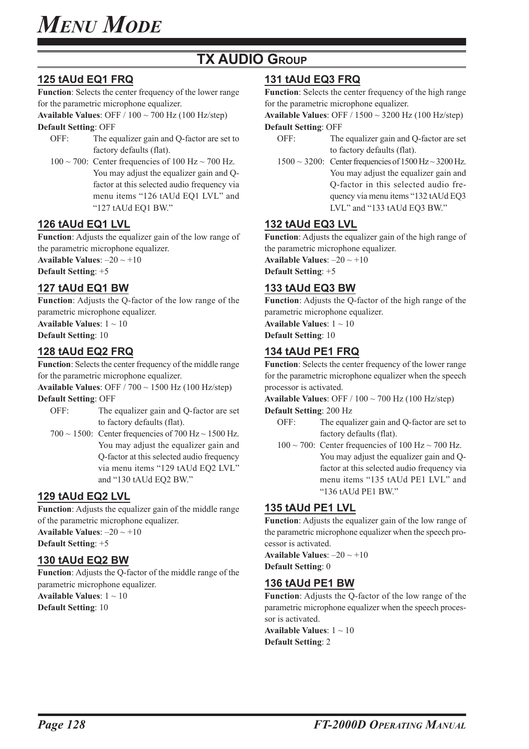# MENU MODE

## TX AUDIO GROUP

### 125 tAUd EQ1 FRQ

**Function**: Selects the center frequency of the lower range for the parametric microphone equalizer.

**Available Values**: OFF / 100 ~ 700 Hz (100 Hz/step)

**Default Setting**: OFF

- OFF: The equalizer gain and Q-factor are set to factory defaults (flat).
- 100 ~ 700: Center frequencies of 100 Hz ~ 700 Hz. You may adjust the equalizer gain and Q-factor at this selected audio frequency via menu items "126 tAUd EQ1 LVL" and "127 tAUd EQ1 BW."

### 126 tAUd EQ1 LVL

**Function**: Adjusts the equalizer gain of the low range of the parametric microphone equalizer.

**Available Values**: –20 ~ +10

**Default Setting**: +5

### 127 tAUd EQ1 BW

**Function**: Adjusts the Q-factor of the low range of the parametric microphone equalizer.

**Available Values**: 1 ~ 10

**Default Setting**: 10

### 128 tAUd EQ2 FRQ

**Function**: Selects the center frequency of the middle range for the parametric microphone equalizer.

**Available Values**: OFF / 700 ~ 1500 Hz (100 Hz/step)

**Default Setting**: OFF

- OFF: The equalizer gain and Q-factor are set to factory defaults (flat).
- 700 ~ 1500: Center frequencies of 700 Hz ~ 1500 Hz. You may adjust the equalizer gain and Q-factor at this selected audio frequency via menu items "129 tAUd EQ2 LVL" and "130 tAUd EQ2 BW."

### 129 tAUd EQ2 LVL

**Function**: Adjusts the equalizer gain of the middle range of the parametric microphone equalizer.

**Available Values**: –20 ~ +10

**Default Setting**: +5

### 130 tAUd EQ2 BW

**Function**: Adjusts the Q-factor of the middle range of the parametric microphone equalizer.

**Available Values**: 1 ~ 10

**Default Setting**: 10

### 131 tAUd EQ3 FRQ

**Function**: Selects the center frequency of the high range for the parametric microphone equalizer.

**Available Values**: OFF / 1500 ~ 3200 Hz (100 Hz/step)

**Default Setting**: OFF

- OFF: The equalizer gain and Q-factor are set to factory defaults (flat).
- 1500 ~ 3200: Center frequencies of 1500 Hz ~ 3200 Hz. You may adjust the equalizer gain and Q-factor in this selected audio frequency via menu items "132 tAUd EQ3 LVL" and "133 tAUd EQ3 BW."

### 132 tAUd EQ3 LVL

**Function**: Adjusts the equalizer gain of the high range of the parametric microphone equalizer.

**Available Values**: –20 ~ +10

**Default Setting**: +5

### 133 tAUd EQ3 BW

**Function**: Adjusts the Q-factor of the high range of the parametric microphone equalizer.

**Available Values**: 1 ~ 10

**Default Setting**: 10

### 134 tAUd PE1 FRQ

**Function**: Selects the center frequency of the lower range for the parametric microphone equalizer when the speech processor is activated.

**Available Values**: OFF / 100 ~ 700 Hz (100 Hz/step)

**Default Setting**: 200 Hz

- OFF: The equalizer gain and Q-factor are set to factory defaults (flat).
- 100 ~ 700: Center frequencies of 100 Hz ~ 700 Hz. You may adjust the equalizer gain and Q-factor at this selected audio frequency via menu items "135 tAUd PE1 LVL" and "136 tAUd PE1 BW."

### 135 tAUd PE1 LVL

**Function**: Adjusts the equalizer gain of the low range of the parametric microphone equalizer when the speech processor is activated.

**Available Values**: –20 ~ +10

**Default Setting**: 0

### 136 tAUd PE1 BW

**Function**: Adjusts the Q-factor of the low range of the parametric microphone equalizer when the speech processor is activated.

**Available Values**: 1 ~ 10

**Default Setting**: 2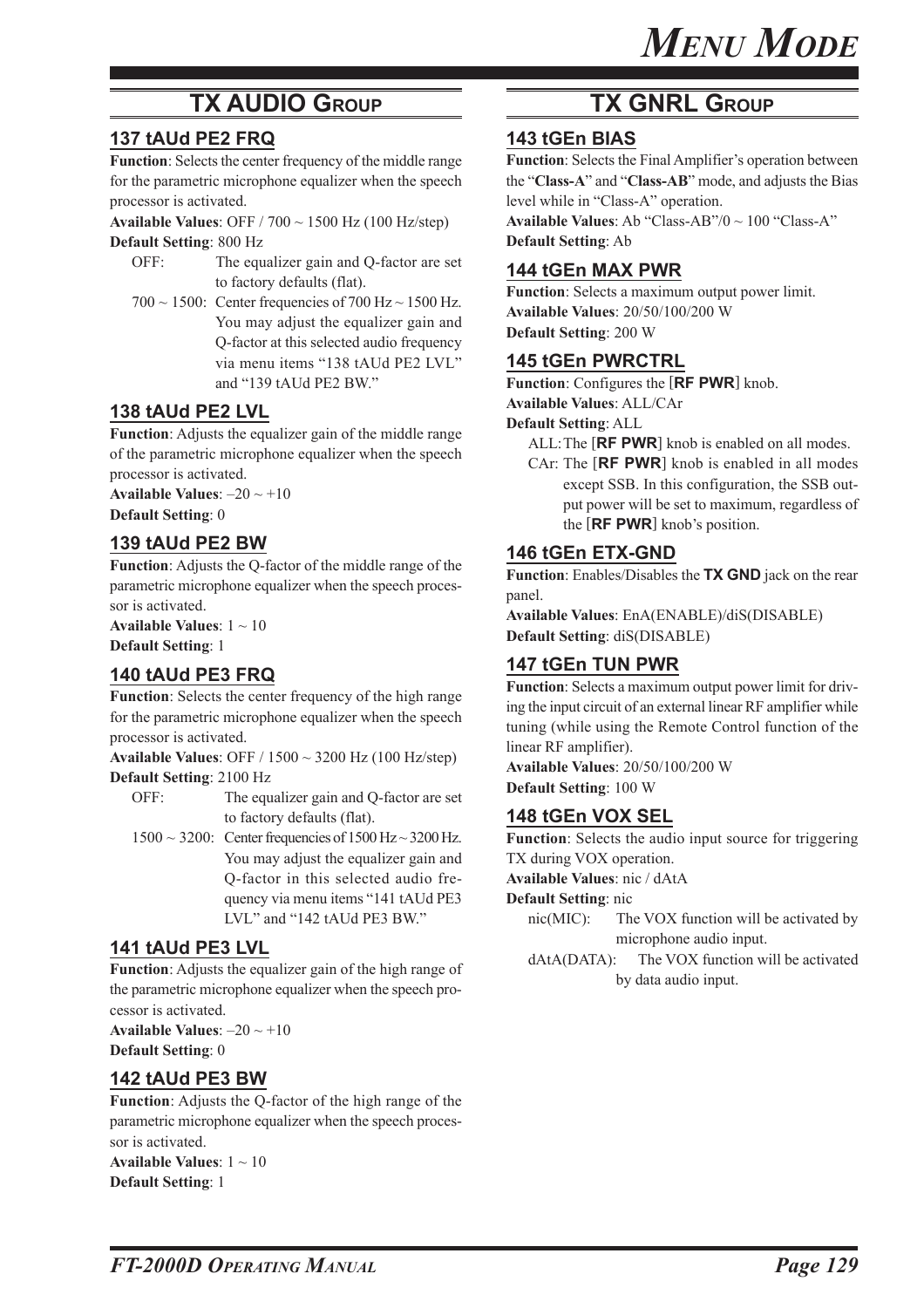## TX AUDIO GROUP

### 137 tAUd PE2 FRQ

**Function**: Selects the center frequency of the middle range for the parametric microphone equalizer when the speech processor is activated.

**Available Values**: OFF / 700 ~ 1500 Hz (100 Hz/step)

**Default Setting**: 800 Hz

OFF: The equalizer gain and Q-factor are set to factory defaults (flat).

700 ~ 1500: Center frequencies of 700 Hz ~ 1500 Hz. You may adjust the equalizer gain and Q-factor at this selected audio frequency via menu items "138 tAUd PE2 LVL" and "139 tAUd PE2 BW."

### 138 tAUd PE2 LVL

**Function**: Adjusts the equalizer gain of the middle range of the parametric microphone equalizer when the speech processor is activated.

**Available Values**: –20 ~ +10

**Default Setting**: 0

### 139 tAUd PE2 BW

**Function**: Adjusts the Q-factor of the middle range of the parametric microphone equalizer when the speech processor is activated.

**Available Values**: 1 ~ 10

**Default Setting**: 1

### 140 tAUd PE3 FRQ

**Function**: Selects the center frequency of the high range for the parametric microphone equalizer when the speech processor is activated.

**Available Values**: OFF / 1500 ~ 3200 Hz (100 Hz/step)

**Default Setting**: 2100 Hz

OFF: The equalizer gain and Q-factor are set to factory defaults (flat).

1500 ~ 3200: Center frequencies of 1500 Hz ~ 3200 Hz. You may adjust the equalizer gain and Q-factor in this selected audio frequency via menu items "141 tAUd PE3 LVL" and "142 tAUd PE3 BW."

### 141 tAUd PE3 LVL

**Function**: Adjusts the equalizer gain of the high range of the parametric microphone equalizer when the speech processor is activated.

**Available Values**: –20 ~ +10

**Default Setting**: 0

### 142 tAUd PE3 BW

**Function**: Adjusts the Q-factor of the high range of the parametric microphone equalizer when the speech processor is activated.

**Available Values**: 1 ~ 10

**Default Setting**: 1

## TX GNRL GROUP

### 143 tGEn BIAS

**Function**: Selects the Final Amplifier's operation between the "**Class-A**" and "**Class-AB**" mode, and adjusts the Bias level while in "Class-A" operation.

**Available Values**: Ab "Class-AB"/0 ~ 100 "Class-A"

**Default Setting**: Ab

### 144 tGEn MAX PWR

**Function**: Selects a maximum output power limit.

**Available Values**: 20/50/100/200 W

**Default Setting**: 200 W

### 145 tGEn PWRCTRL

**Function**: Configures the [**RF PWR**] knob.

**Available Values**: ALL/CAr

**Default Setting**: ALL

ALL: The [**RF PWR**] knob is enabled on all modes.

CAr: The [**RF PWR**] knob is enabled in all modes except SSB. In this configuration, the SSB output power will be set to maximum, regardless of the [**RF PWR**] knob's position.

### 146 tGEn ETX-GND

**Function**: Enables/Disables the **TX GND** jack on the rear panel.

**Available Values**: EnA(ENABLE)/diS(DISABLE)

**Default Setting**: diS(DISABLE)

### 147 tGEn TUN PWR

**Function**: Selects a maximum output power limit for driving the input circuit of an external linear RF amplifier while tuning (while using the Remote Control function of the linear RF amplifier).

**Available Values**: 20/50/100/200 W

**Default Setting**: 100 W

### 148 tGEn VOX SEL

**Function**: Selects the audio input source for triggering TX during VOX operation.

**Available Values**: nic / dAtA

**Default Setting**: nic

nic(MIC): The VOX function will be activated by microphone audio input.

dAtA(DATA): The VOX function will be activated by data audio input.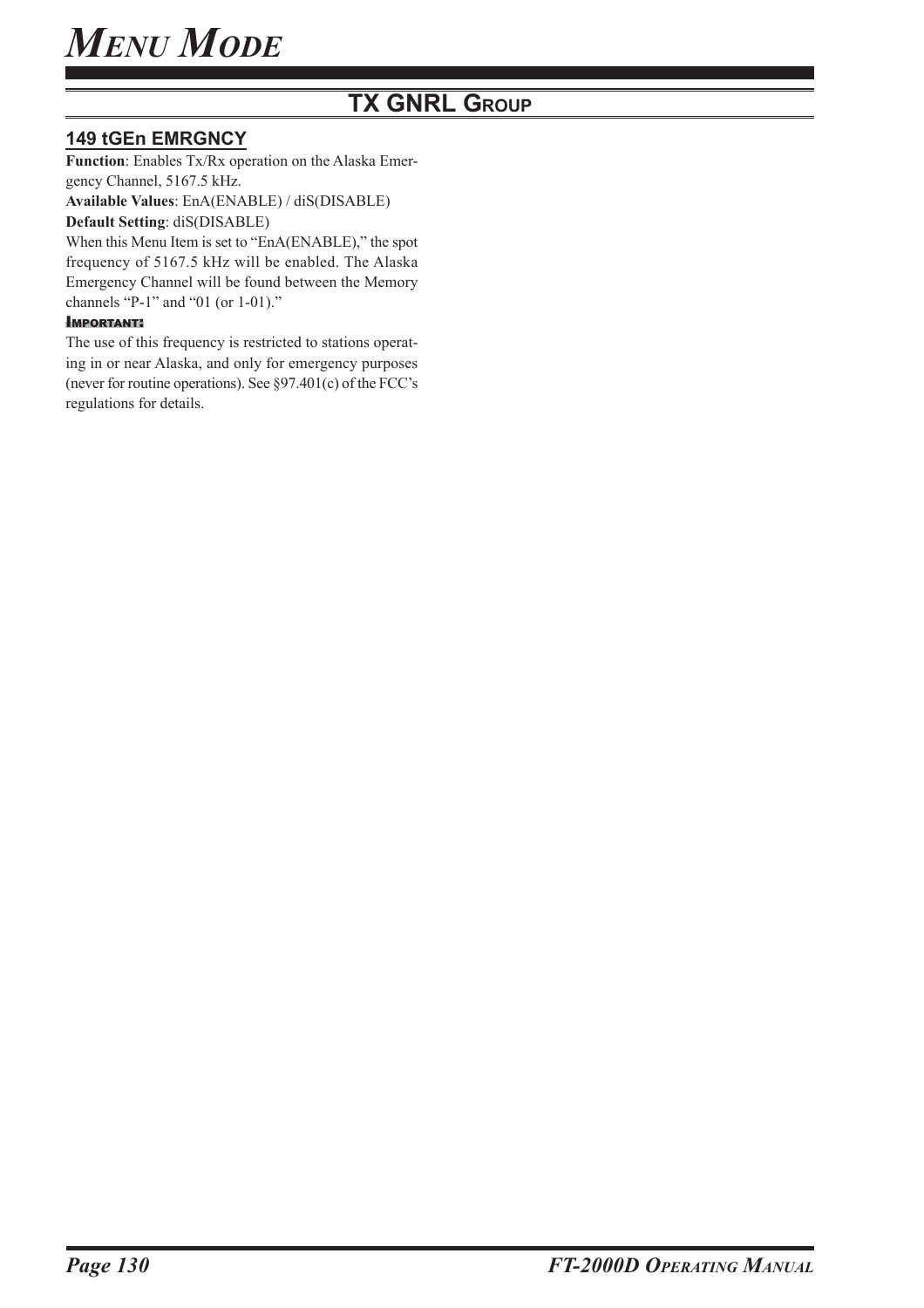# MENU MODE

## TX GNRL GROUP

### 149 tGEn EMRGNCY

**Function**: Enables Tx/Rx operation on the Alaska Emergency Channel, 5167.5 kHz.

**Available Values**: EnA(ENABLE) / diS(DISABLE)

**Default Setting**: diS(DISABLE)

When this Menu Item is set to "EnA(ENABLE)," the spot frequency of 5167.5 kHz will be enabled. The Alaska Emergency Channel will be found between the Memory channels "P-1" and "01 (or 1-01)."

**IMPORTANT:**

The use of this frequency is restricted to stations operating in or near Alaska, and only for emergency purposes (never for routine operations). See §97.401(c) of the FCC's regulations for details.